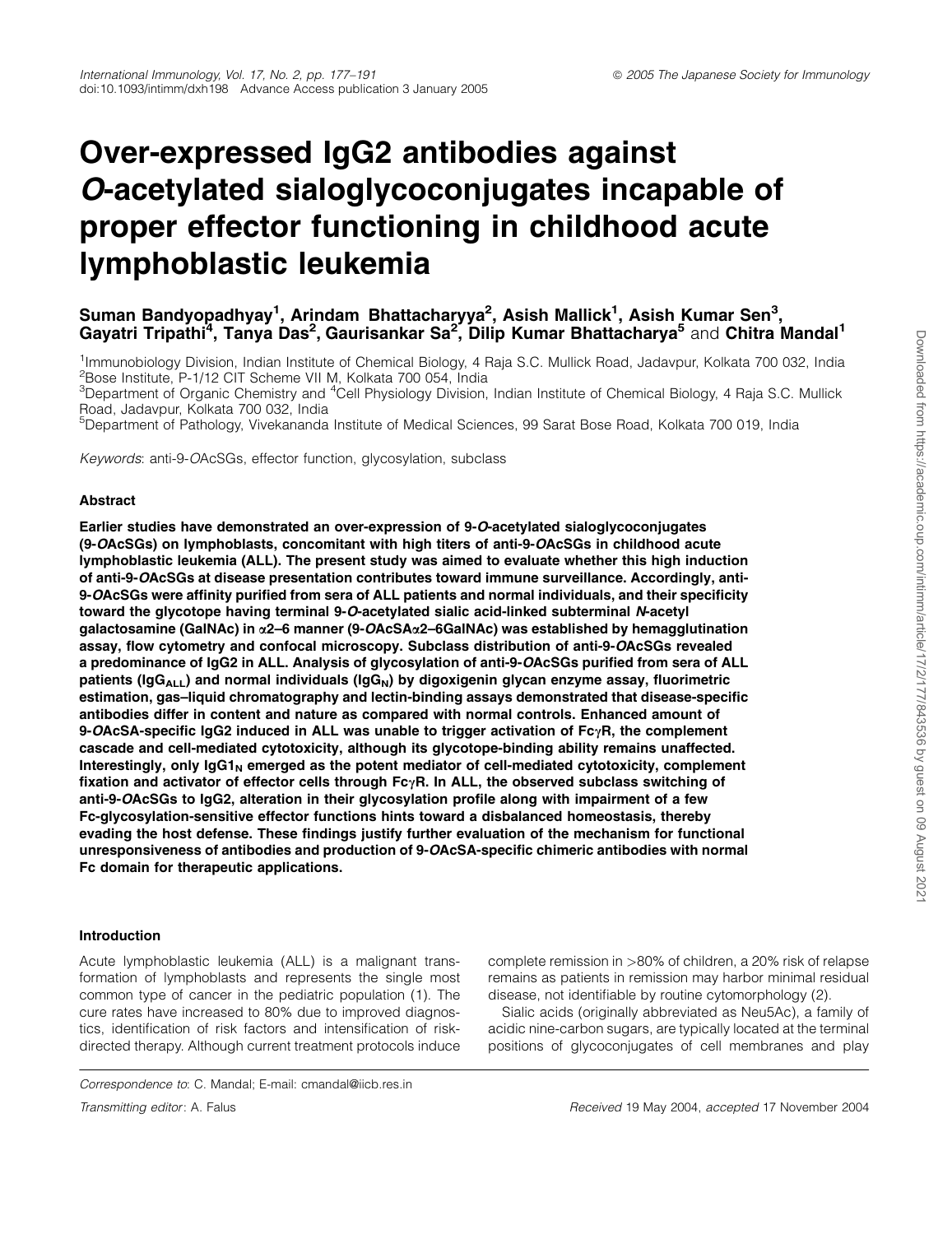# Over-expressed IgG2 antibodies against *O*-acetylated sialoglycoconjugates incapable of proper effector functioning in childhood acute lymphoblastic leukemia

**Suman Bandyopadhyay[1], Arindam Bhattacharyya[2], Asish Mallick[1], Asish Kumar Sen[3], Gayatri Tripathi[4], Tanya Das[2], Gaurisankar Sa[2], Dilip Kumar Bhattacharya[5] and Chitra Mandal[1]**

[1]Immunobiology Division, Indian Institute of Chemical Biology, 4 Raja S.C. Mullick Road, Jadavpur, Kolkata 700 032, India
[2]Bose Institute, P-1/12 CIT Scheme VII M, Kolkata 700 054, India
[3]Department of Organic Chemistry and [4]Cell Physiology Division, Indian Institute of Chemical Biology, 4 Raja S.C. Mullick Road, Jadavpur, Kolkata 700 032, India
[5]Department of Pathology, Vivekananda Institute of Medical Sciences, 99 Sarat Bose Road, Kolkata 700 019, India

*Keywords*: anti-9-*O*AcSGs, effector function, glycosylation, subclass

### Abstract

**Earlier studies have demonstrated an over-expression of 9-*O*-acetylated sialoglycoconjugates (9-*O*AcSGs) on lymphoblasts, concomitant with high titers of anti-9-*O*AcSGs in childhood acute lymphoblastic leukemia (ALL). The present study was aimed to evaluate whether this high induction of anti-9-*O*AcSGs at disease presentation contributes toward immune surveillance. Accordingly, anti-9-*O*AcSGs were affinity purified from sera of ALL patients and normal individuals, and their specificity toward the glycotope having terminal 9-*O*-acetylated sialic acid-linked subterminal *N*-acetyl galactosamine (GalNAc) in α2–6 manner (9-*O*AcSAα2–6GalNAc) was established by hemagglutination assay, flow cytometry and confocal microscopy. Subclass distribution of anti-9-*O*AcSGs revealed a predominance of IgG2 in ALL. Analysis of glycosylation of anti-9-*O*AcSGs purified from sera of ALL patients ($IgG_{ALL}$) and normal individuals ($IgG_N$) by digoxigenin glycan enzyme assay, fluorimetric estimation, gas–liquid chromatography and lectin-binding assays demonstrated that disease-specific antibodies differ in content and nature as compared with normal controls. Enhanced amount of 9-*O*AcSA-specific IgG2 induced in ALL was unable to trigger activation of FcγR, the complement cascade and cell-mediated cytotoxicity, although its glycotope-binding ability remains unaffected. Interestingly, only $IgG1_N$ emerged as the potent mediator of cell-mediated cytotoxicity, complement fixation and activator of effector cells through FcγR. In ALL, the observed subclass switching of anti-9-*O*AcSGs to IgG2, alteration in their glycosylation profile along with impairment of a few Fc-glycosylation-sensitive effector functions hints toward a disbalanced homeostasis, thereby evading the host defense. These findings justify further evaluation of the mechanism for functional unresponsiveness of antibodies and production of 9-*O*AcSA-specific chimeric antibodies with normal Fc domain for therapeutic applications.**

### Introduction

Acute lymphoblastic leukemia (ALL) is a malignant transformation of lymphoblasts and represents the single most common type of cancer in the pediatric population (1). The cure rates have increased to 80% due to improved diagnostics, identification of risk factors and intensification of risk-directed therapy. Although current treatment protocols induce complete remission in >80% of children, a 20% risk of relapse remains as patients in remission may harbor minimal residual disease, not identifiable by routine cytomorphology (2).

Sialic acids (originally abbreviated as Neu5Ac), a family of acidic nine-carbon sugars, are typically located at the terminal positions of glycoconjugates of cell membranes and play

*Correspondence to*: C. Mandal; E-mail: cmandal@iicb.res.in

*Transmitting editor*: A. Falus

*Received* 19 May 2004, *accepted* 17 November 2004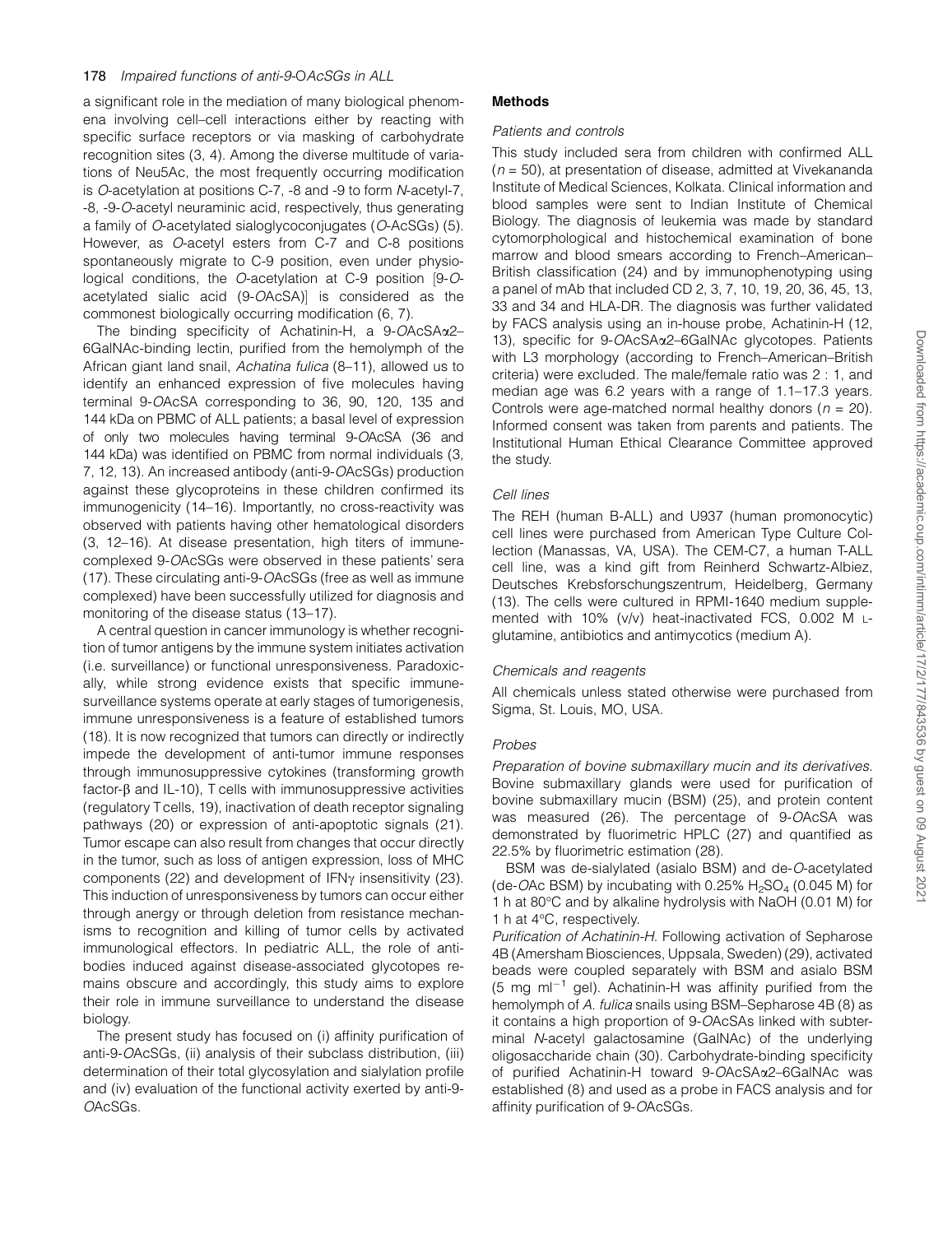a significant role in the mediation of many biological phenomena involving cell–cell interactions either by reacting with specific surface receptors or via masking of carbohydrate recognition sites (3, 4). Among the diverse multitude of variations of Neu5Ac, the most frequently occurring modification is *O*-acetylation at positions C-7, -8 and -9 to form *N*-acetyl-7, -8, -9-*O*-acetyl neuraminic acid, respectively, thus generating a family of *O*-acetylated sialoglycoconjugates (*O*-AcSGs) (5). However, as *O*-acetyl esters from C-7 and C-8 positions spontaneously migrate to C-9 position, even under physiological conditions, the *O*-acetylation at C-9 position [9-*O*-acetylated sialic acid (9-*O*AcSA)] is considered as the commonest biologically occurring modification (6, 7).

The binding specificity of Achatinin-H, a 9-*O*AcSAα2–6GalNAc-binding lectin, purified from the hemolymph of the African giant land snail, *Achatina fulica* (8–11), allowed us to identify an enhanced expression of five molecules having terminal 9-*O*AcSA corresponding to 36, 90, 120, 135 and 144 kDa on PBMC of ALL patients; a basal level of expression of only two molecules having terminal 9-*O*AcSA (36 and 144 kDa) was identified on PBMC from normal individuals (3, 7, 12, 13). An increased antibody (anti-9-*O*AcSGs) production against these glycoproteins in these children confirmed its immunogenicity (14–16). Importantly, no cross-reactivity was observed with patients having other hematological disorders (3, 12–16). At disease presentation, high titers of immune-complexed 9-*O*AcSGs were observed in these patients' sera (17). These circulating anti-9-*O*AcSGs (free as well as immune complexed) have been successfully utilized for diagnosis and monitoring of the disease status (13–17).

A central question in cancer immunology is whether recognition of tumor antigens by the immune system initiates activation (i.e. surveillance) or functional unresponsiveness. Paradoxically, while strong evidence exists that specific immune-surveillance systems operate at early stages of tumorigenesis, immune unresponsiveness is a feature of established tumors (18). It is now recognized that tumors can directly or indirectly impede the development of anti-tumor immune responses through immunosuppressive cytokines (transforming growth factor-β and IL-10), T cells with immunosuppressive activities (regulatory T cells, 19), inactivation of death receptor signaling pathways (20) or expression of anti-apoptotic signals (21). Tumor escape can also result from changes that occur directly in the tumor, such as loss of antigen expression, loss of MHC components (22) and development of IFNγ insensitivity (23). This induction of unresponsiveness by tumors can occur either through anergy or through deletion from resistance mechanisms to recognition and killing of tumor cells by activated immunological effectors. In pediatric ALL, the role of antibodies induced against disease-associated glycotopes remains obscure and accordingly, this study aims to explore their role in immune surveillance to understand the disease biology.

The present study has focused on (i) affinity purification of anti-9-*O*AcSGs, (ii) analysis of their subclass distribution, (iii) determination of their total glycosylation and sialylation profile and (iv) evaluation of the functional activity exerted by anti-9-*O*AcSGs.

## Methods

### Patients and controls

This study included sera from children with confirmed ALL ($n = 50$), at presentation of disease, admitted at Vivekananda Institute of Medical Sciences, Kolkata. Clinical information and blood samples were sent to Indian Institute of Chemical Biology. The diagnosis of leukemia was made by standard cytomorphological and histochemical examination of bone marrow and blood smears according to French–American–British classification (24) and by immunophenotyping using a panel of mAb that included CD 2, 3, 7, 10, 19, 20, 36, 45, 13, 33 and 34 and HLA-DR. The diagnosis was further validated by FACS analysis using an in-house probe, Achatinin-H (12, 13), specific for 9-*O*AcSAα2–6GalNAc glycotopes. Patients with L3 morphology (according to French–American–British criteria) were excluded. The male/female ratio was 2 : 1, and median age was 6.2 years with a range of 1.1–17.3 years. Controls were age-matched normal healthy donors ($n = 20$). Informed consent was taken from parents and patients. The Institutional Human Ethical Clearance Committee approved the study.

### Cell lines

The REH (human B-ALL) and U937 (human promonocytic) cell lines were purchased from American Type Culture Collection (Manassas, VA, USA). The CEM-C7, a human T-ALL cell line, was a kind gift from Reinherd Schwartz-Albiez, Deutsches Krebsforschungszentrum, Heidelberg, Germany (13). The cells were cultured in RPMI-1640 medium supplemented with 10% (v/v) heat-inactivated FCS, 0.002 M L-glutamine, antibiotics and antimycotics (medium A).

### Chemicals and reagents

All chemicals unless stated otherwise were purchased from Sigma, St. Louis, MO, USA.

### Probes

*Preparation of bovine submaxillary mucin and its derivatives.* Bovine submaxillary glands were used for purification of bovine submaxillary mucin (BSM) (25), and protein content was measured (26). The percentage of 9-*O*AcSA was demonstrated by fluorimetric HPLC (27) and quantified as 22.5% by fluorimetric estimation (28).

BSM was de-sialylated (asialo BSM) and de-*O*-acetylated (de-*O*Ac BSM) by incubating with 0.25% $H_2SO_4$ (0.045 M) for 1 h at 80°C and by alkaline hydrolysis with NaOH (0.01 M) for 1 h at 4°C, respectively.

*Purification of Achatinin-H.* Following activation of Sepharose 4B (Amersham Biosciences, Uppsala, Sweden) (29), activated beads were coupled separately with BSM and asialo BSM (5 mg $ml^{-1}$ gel). Achatinin-H was affinity purified from the hemolymph of *A. fulica* snails using BSM–Sepharose 4B (8) as it contains a high proportion of 9-*O*AcSAs linked with subterminal *N*-acetyl galactosamine (GalNAc) of the underlying oligosaccharide chain (30). Carbohydrate-binding specificity of purified Achatinin-H toward 9-*O*AcSAα2–6GalNAc was established (8) and used as a probe in FACS analysis and for affinity purification of 9-*O*AcSGs.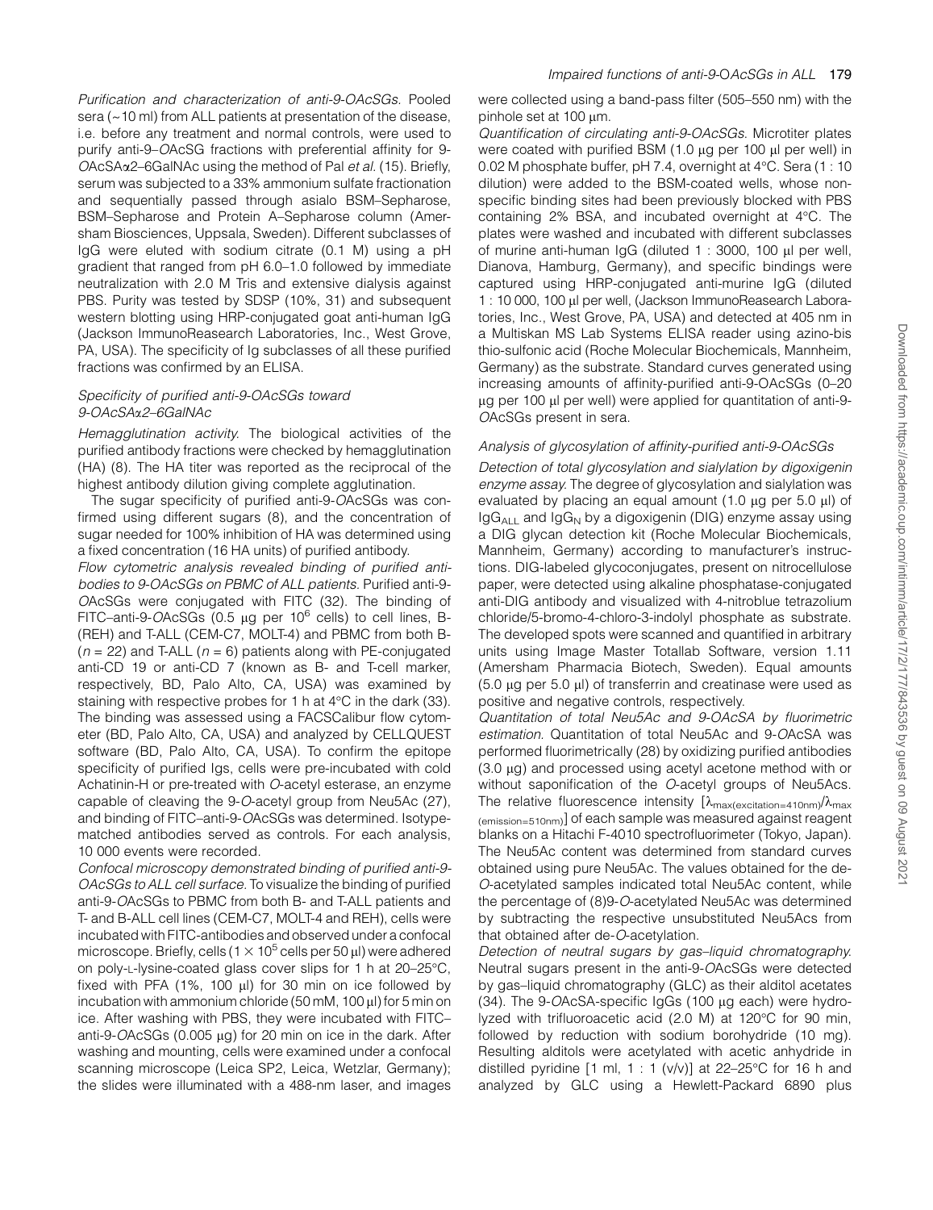*Purification and characterization of anti-9-OAcSGs.* Pooled sera (~10 ml) from ALL patients at presentation of the disease, i.e. before any treatment and normal controls, were used to purify anti-9–*O*AcSG fractions with preferential affinity for 9-*O*AcSAα2–6GalNAc using the method of Pal *et al.* (15). Briefly, serum was subjected to a 33% ammonium sulfate fractionation and sequentially passed through asialo BSM–Sepharose, BSM–Sepharose and Protein A–Sepharose column (Amersham Biosciences, Uppsala, Sweden). Different subclasses of IgG were eluted with sodium citrate (0.1 M) using a pH gradient that ranged from pH 6.0–1.0 followed by immediate neutralization with 2.0 M Tris and extensive dialysis against PBS. Purity was tested by SDSP (10%, 31) and subsequent western blotting using HRP-conjugated goat anti-human IgG (Jackson ImmunoReasearch Laboratories, Inc., West Grove, PA, USA). The specificity of Ig subclasses of all these purified fractions was confirmed by an ELISA.

### *Specificity of purified anti-9-OAcSGs toward 9-OAcSAα2–6GalNAc*

*Hemagglutination activity.* The biological activities of the purified antibody fractions were checked by hemagglutination (HA) (8). The HA titer was reported as the reciprocal of the highest antibody dilution giving complete agglutination.

The sugar specificity of purified anti-9-*O*AcSGs was confirmed using different sugars (8), and the concentration of sugar needed for 100% inhibition of HA was determined using a fixed concentration (16 HA units) of purified antibody.

*Flow cytometric analysis revealed binding of purified antibodies to 9-OAcSGs on PBMC of ALL patients.* Purified anti-9-*O*AcSGs were conjugated with FITC (32). The binding of FITC–anti-9-*O*AcSGs (0.5 μg per $10^6$ cells) to cell lines, B- (REH) and T-ALL (CEM-C7, MOLT-4) and PBMC from both B- ($n = 22$) and T-ALL ($n = 6$) patients along with PE-conjugated anti-CD 19 or anti-CD 7 (known as B- and T-cell marker, respectively, BD, Palo Alto, CA, USA) was examined by staining with respective probes for 1 h at 4°C in the dark (33). The binding was assessed using a FACSCalibur flow cytometer (BD, Palo Alto, CA, USA) and analyzed by CELLQUEST software (BD, Palo Alto, CA, USA). To confirm the epitope specificity of purified Igs, cells were pre-incubated with cold Achatinin-H or pre-treated with *O*-acetyl esterase, an enzyme capable of cleaving the 9-*O*-acetyl group from Neu5Ac (27), and binding of FITC–anti-9-*O*AcSGs was determined. Isotype-matched antibodies served as controls. For each analysis, 10 000 events were recorded.

*Confocal microscopy demonstrated binding of purified anti-9-OAcSGs to ALL cell surface.* To visualize the binding of purified anti-9-*O*AcSGs to PBMC from both B- and T-ALL patients and T- and B-ALL cell lines (CEM-C7, MOLT-4 and REH), cells were incubated with FITC-antibodies and observed under a confocal microscope. Briefly, cells ($1 \times 10^5$ cells per 50 μl) were adhered on poly-L-lysine-coated glass cover slips for 1 h at 20–25°C, fixed with PFA (1%, 100 μl) for 30 min on ice followed by incubation with ammonium chloride (50 mM, 100 μl) for 5 min on ice. After washing with PBS, they were incubated with FITC–anti-9-*O*AcSGs (0.005 μg) for 20 min on ice in the dark. After washing and mounting, cells were examined under a confocal scanning microscope (Leica SP2, Leica, Wetzlar, Germany); the slides were illuminated with a 488-nm laser, and images were collected using a band-pass filter (505–550 nm) with the pinhole set at 100 μm.

*Quantification of circulating anti-9-OAcSGs.* Microtiter plates were coated with purified BSM (1.0 μg per 100 μl per well) in 0.02 M phosphate buffer, pH 7.4, overnight at 4°C. Sera (1 : 10 dilution) were added to the BSM-coated wells, whose non-specific binding sites had been previously blocked with PBS containing 2% BSA, and incubated overnight at 4°C. The plates were washed and incubated with different subclasses of murine anti-human IgG (diluted 1 : 3000, 100 μl per well, Dianova, Hamburg, Germany), and specific bindings were captured using HRP-conjugated anti-murine IgG (diluted 1 : 10 000, 100 μl per well, (Jackson ImmunoReasearch Laboratories, Inc., West Grove, PA, USA) and detected at 405 nm in a Multiskan MS Lab Systems ELISA reader using azino-bis thio-sulfonic acid (Roche Molecular Biochemicals, Mannheim, Germany) as the substrate. Standard curves generated using increasing amounts of affinity-purified anti-9-OAcSGs (0–20 μg per 100 μl per well) were applied for quantitation of anti-9-*O*AcSGs present in sera.

### *Analysis of glycosylation of affinity-purified anti-9-OAcSGs*

*Detection of total glycosylation and sialylation by digoxigenin enzyme assay.* The degree of glycosylation and sialylation was evaluated by placing an equal amount (1.0 μg per 5.0 μl) of $IgG_{ALL}$ and $IgG_N$ by a digoxigenin (DIG) enzyme assay using a DIG glycan detection kit (Roche Molecular Biochemicals, Mannheim, Germany) according to manufacturer's instructions. DIG-labeled glycoconjugates, present on nitrocellulose paper, were detected using alkaline phosphatase-conjugated anti-DIG antibody and visualized with 4-nitroblue tetrazolium chloride/5-bromo-4-chloro-3-indolyl phosphate as substrate. The developed spots were scanned and quantified in arbitrary units using Image Master Totallab Software, version 1.11 (Amersham Pharmacia Biotech, Sweden). Equal amounts (5.0 μg per 5.0 μl) of transferrin and creatinase were used as positive and negative controls, respectively.

*Quantitation of total Neu5Ac and 9-OAcSA by fluorimetric estimation.* Quantitation of total Neu5Ac and 9-*O*AcSA was performed fluorimetrically (28) by oxidizing purified antibodies (3.0 μg) and processed using acetyl acetone method with or without saponification of the *O*-acetyl groups of Neu5Acs. The relative fluorescence intensity [$\lambda_{max(excitation=410nm)}/\lambda_{max(emission=510nm)}$] of each sample was measured against reagent blanks on a Hitachi F-4010 spectrofluorimeter (Tokyo, Japan). The Neu5Ac content was determined from standard curves obtained using pure Neu5Ac. The values obtained for the de-*O*-acetylated samples indicated total Neu5Ac content, while the percentage of (8)9-*O*-acetylated Neu5Ac was determined by subtracting the respective unsubstituted Neu5Acs from that obtained after de-*O*-acetylation.

*Detection of neutral sugars by gas–liquid chromatography.* Neutral sugars present in the anti-9-*O*AcSGs were detected by gas–liquid chromatography (GLC) as their alditol acetates (34). The 9-*O*AcSA-specific IgGs (100 μg each) were hydrolyzed with trifluoroacetic acid (2.0 M) at 120°C for 90 min, followed by reduction with sodium borohydride (10 mg). Resulting alditols were acetylated with acetic anhydride in distilled pyridine [1 ml, 1 : 1 (v/v)] at 22–25°C for 16 h and analyzed by GLC using a Hewlett-Packard 6890 plus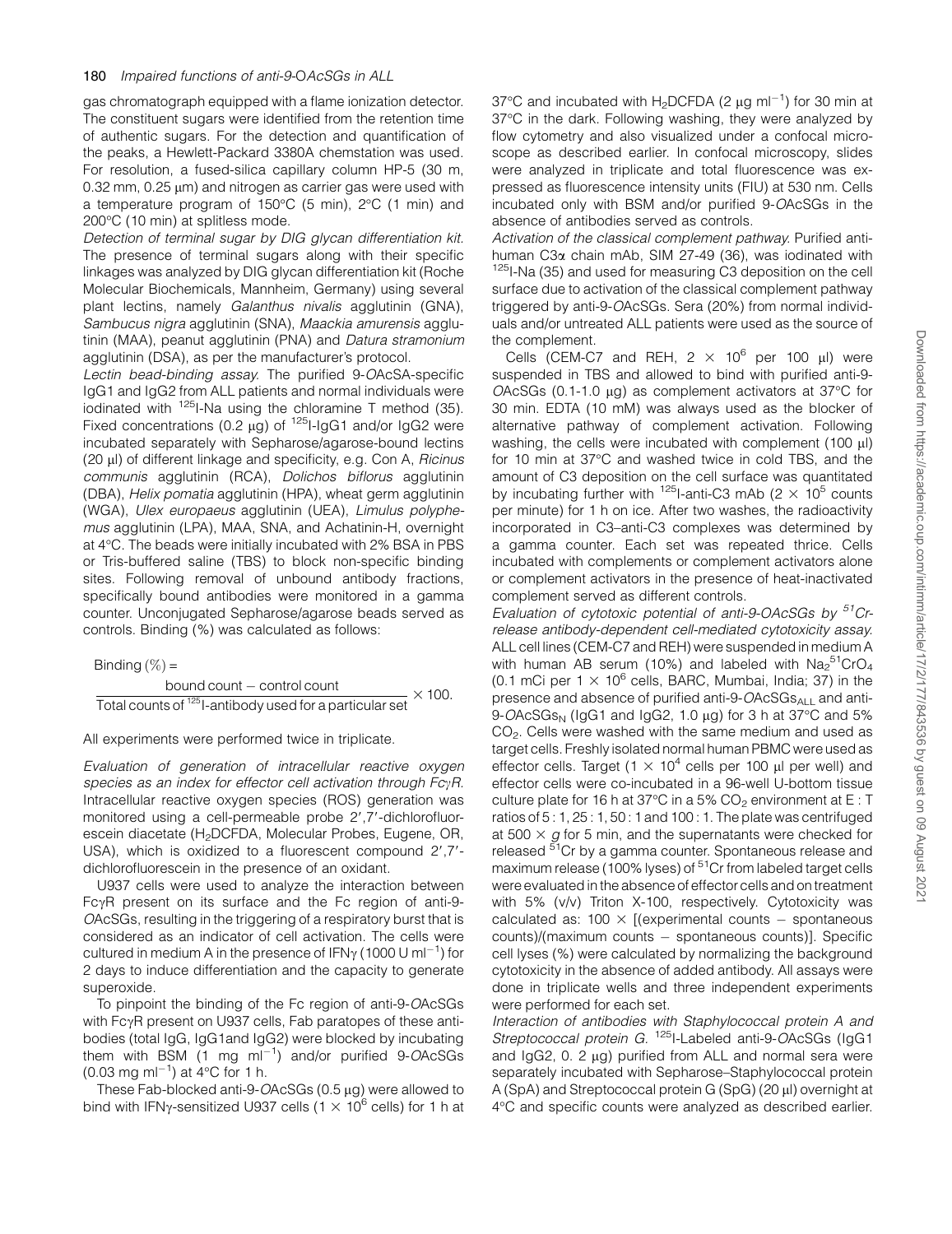gas chromatograph equipped with a flame ionization detector. The constituent sugars were identified from the retention time of authentic sugars. For the detection and quantification of the peaks, a Hewlett-Packard 3380A chemstation was used. For resolution, a fused-silica capillary column HP-5 (30 m, 0.32 mm, 0.25 μm) and nitrogen as carrier gas were used with a temperature program of 150°C (5 min), 2°C (1 min) and 200°C (10 min) at splitless mode.

*Detection of terminal sugar by DIG glycan differentiation kit.* The presence of terminal sugars along with their specific linkages was analyzed by DIG glycan differentiation kit (Roche Molecular Biochemicals, Mannheim, Germany) using several plant lectins, namely *Galanthus nivalis* agglutinin (GNA), *Sambucus nigra* agglutinin (SNA), *Maackia amurensis* agglutinin (MAA), peanut agglutinin (PNA) and *Datura stramonium* agglutinin (DSA), as per the manufacturer's protocol.

*Lectin bead-binding assay.* The purified 9-*O*AcSA-specific IgG1 and IgG2 from ALL patients and normal individuals were iodinated with $^{125}$I-Na using the chloramine T method (35). Fixed concentrations (0.2 μg) of $^{125}$I-IgG1 and/or IgG2 were incubated separately with Sepharose/agarose-bound lectins (20 μl) of different linkage and specificity, e.g. Con A, *Ricinus communis* agglutinin (RCA), *Dolichos biflorus* agglutinin (DBA), *Helix pomatia* agglutinin (HPA), wheat germ agglutinin (WGA), *Ulex europaeus* agglutinin (UEA), *Limulus polyphemus* agglutinin (LPA), MAA, SNA, and Achatinin-H, overnight at 4°C. The beads were initially incubated with 2% BSA in PBS or Tris-buffered saline (TBS) to block non-specific binding sites. Following removal of unbound antibody fractions, specifically bound antibodies were monitored in a gamma counter. Unconjugated Sepharose/agarose beads served as controls. Binding (%) was calculated as follows:

$$\text{Binding}\,(\%) = \frac{\text{bound count} - \text{control count}}{\text{Total counts of }^{125}\text{I-antibody used for a particular set}} \times 100.$$

All experiments were performed twice in triplicate.

*Evaluation of generation of intracellular reactive oxygen species as an index for effector cell activation through FcγR.* Intracellular reactive oxygen species (ROS) generation was monitored using a cell-permeable probe 2′,7′-dichlorofluorescein diacetate ($H_2$DCFDA, Molecular Probes, Eugene, OR, USA), which is oxidized to a fluorescent compound 2′,7′-dichlorofluorescein in the presence of an oxidant.

U937 cells were used to analyze the interaction between FcγR present on its surface and the Fc region of anti-9-*O*AcSGs, resulting in the triggering of a respiratory burst that is considered as an indicator of cell activation. The cells were cultured in medium A in the presence of IFNγ (1000 U ml$^{-1}$) for 2 days to induce differentiation and the capacity to generate superoxide.

To pinpoint the binding of the Fc region of anti-9-*O*AcSGs with FcγR present on U937 cells, Fab paratopes of these antibodies (total IgG, IgG1and IgG2) were blocked by incubating them with BSM (1 mg ml$^{-1}$) and/or purified 9-*O*AcSGs (0.03 mg ml$^{-1}$) at 4°C for 1 h.

These Fab-blocked anti-9-*O*AcSGs (0.5 μg) were allowed to bind with IFNγ-sensitized U937 cells (1 × 10$^6$ cells) for 1 h at 37°C and incubated with $H_2$DCFDA (2 μg ml$^{-1}$) for 30 min at 37°C in the dark. Following washing, they were analyzed by flow cytometry and also visualized under a confocal microscope as described earlier. In confocal microscopy, slides were analyzed in triplicate and total fluorescence was expressed as fluorescence intensity units (FIU) at 530 nm. Cells incubated only with BSM and/or purified 9-*O*AcSGs in the absence of antibodies served as controls.

*Activation of the classical complement pathway.* Purified anti-human C3α chain mAb, SIM 27-49 (36), was iodinated with $^{125}$I-Na (35) and used for measuring C3 deposition on the cell surface due to activation of the classical complement pathway triggered by anti-9-*O*AcSGs. Sera (20%) from normal individuals and/or untreated ALL patients were used as the source of the complement.

Cells (CEM-C7 and REH, 2 × 10$^6$ per 100 μl) were suspended in TBS and allowed to bind with purified anti-9-*O*AcSGs (0.1-1.0 μg) as complement activators at 37°C for 30 min. EDTA (10 mM) was always used as the blocker of alternative pathway of complement activation. Following washing, the cells were incubated with complement (100 μl) for 10 min at 37°C and washed twice in cold TBS, and the amount of C3 deposition on the cell surface was quantitated by incubating further with $^{125}$I-anti-C3 mAb (2 × 10$^5$ counts per minute) for 1 h on ice. After two washes, the radioactivity incorporated in C3–anti-C3 complexes was determined by a gamma counter. Each set was repeated thrice. Cells incubated with complements or complement activators alone or complement activators in the presence of heat-inactivated complement served as different controls.

*Evaluation of cytotoxic potential of anti-9-OAcSGs by $^{51}$Cr-release antibody-dependent cell-mediated cytotoxicity assay.* ALL cell lines (CEM-C7 and REH) were suspended in medium A with human AB serum (10%) and labeled with $Na_2{}^{51}CrO_4$ (0.1 mCi per 1 × 10$^6$ cells, BARC, Mumbai, India; 37) in the presence and absence of purified anti-9-*O*AcSGs$_{ALL}$ and anti-9-*O*AcSGs$_N$ (IgG1 and IgG2, 1.0 μg) for 3 h at 37°C and 5% $CO_2$. Cells were washed with the same medium and used as target cells. Freshly isolated normal human PBMC were used as effector cells. Target (1 × 10$^4$ cells per 100 μl per well) and effector cells were co-incubated in a 96-well U-bottom tissue culture plate for 16 h at 37°C in a 5% $CO_2$ environment at E : T ratios of 5 : 1, 25 : 1, 50 : 1 and 100 : 1. The plate was centrifuged at 500 × *g* for 5 min, and the supernatants were checked for released $^{51}$Cr by a gamma counter. Spontaneous release and maximum release (100% lyses) of $^{51}$Cr from labeled target cells were evaluated in the absence of effector cells and on treatment with 5% (v/v) Triton X-100, respectively. Cytotoxicity was calculated as: 100 × [(experimental counts − spontaneous counts)/(maximum counts − spontaneous counts)]. Specific cell lyses (%) were calculated by normalizing the background cytotoxicity in the absence of added antibody. All assays were done in triplicate wells and three independent experiments were performed for each set.

*Interaction of antibodies with Staphylococcal protein A and Streptococcal protein G.* $^{125}$I-Labeled anti-9-*O*AcSGs (IgG1 and IgG2, 0. 2 μg) purified from ALL and normal sera were separately incubated with Sepharose–Staphylococcal protein A (SpA) and Streptococcal protein G (SpG) (20 μl) overnight at 4°C and specific counts were analyzed as described earlier.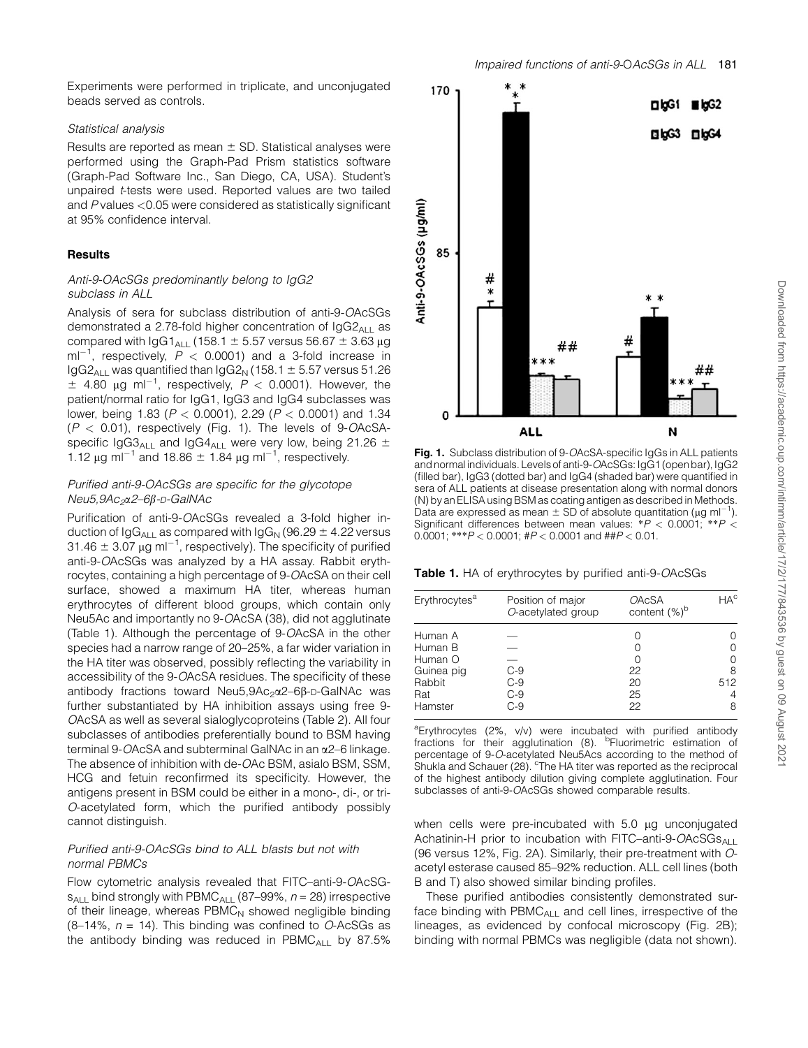Experiments were performed in triplicate, and unconjugated beads served as controls.

### *Statistical analysis*

Results are reported as mean ± SD. Statistical analyses were performed using the Graph-Pad Prism statistics software (Graph-Pad Software Inc., San Diego, CA, USA). Student's unpaired *t*-tests were used. Reported values are two tailed and *P* values <0.05 were considered as statistically significant at 95% confidence interval.

## Results

### *Anti-9-OAcSGs predominantly belong to IgG2 subclass in ALL*

Analysis of sera for subclass distribution of anti-9-*O*AcSGs demonstrated a 2.78-fold higher concentration of $IgG2_{ALL}$ as compared with $IgG1_{ALL}$ (158.1 ± 5.57 versus 56.67 ± 3.63 μg $ml^{-1}$, respectively, $P < 0.0001$) and a 3-fold increase in $IgG2_{ALL}$ was quantified than $IgG2_{N}$ (158.1 ± 5.57 versus 51.26 ± 4.80 μg $ml^{-1}$, respectively, $P < 0.0001$). However, the patient/normal ratio for IgG1, IgG3 and IgG4 subclasses was lower, being 1.83 ($P < 0.0001$), 2.29 ($P < 0.0001$) and 1.34 ($P < 0.01$), respectively (Fig. 1). The levels of 9-*O*AcSA-specific $IgG3_{ALL}$ and $IgG4_{ALL}$ were very low, being 21.26 ± 1.12 μg $ml^{-1}$ and 18.86 ± 1.84 μg $ml^{-1}$, respectively.

### *Purified anti-9-OAcSGs are specific for the glycotope Neu5,9Ac$_2$α2–6β-D-GalNAc*

Purification of anti-9-*O*AcSGs revealed a 3-fold higher induction of $IgG_{ALL}$ as compared with $IgG_{N}$ (96.29 ± 4.22 versus 31.46 ± 3.07 μg $ml^{-1}$, respectively). The specificity of purified anti-9-*O*AcSGs was analyzed by a HA assay. Rabbit erythrocytes, containing a high percentage of 9-*O*AcSA on their cell surface, showed a maximum HA titer, whereas human erythrocytes of different blood groups, which contain only Neu5Ac and importantly no 9-*O*AcSA (38), did not agglutinate (Table 1). Although the percentage of 9-*O*AcSA in the other species had a narrow range of 20–25%, a far wider variation in the HA titer was observed, possibly reflecting the variability in accessibility of the 9-*O*AcSA residues. The specificity of these antibody fractions toward Neu5,9Ac$_2$α2–6β-D-GalNAc was further substantiated by HA inhibition assays using free 9-*O*AcSA as well as several sialoglycoproteins (Table 2). All four subclasses of antibodies preferentially bound to BSM having terminal 9-*O*AcSA and subterminal GalNAc in an α2–6 linkage. The absence of inhibition with de-*O*Ac BSM, asialo BSM, SSM, HCG and fetuin reconfirmed its specificity. However, the antigens present in BSM could be either in a mono-, di-, or tri-*O*-acetylated form, which the purified antibody possibly cannot distinguish.

### *Purified anti-9-OAcSGs bind to ALL blasts but not with normal PBMCs*

Flow cytometric analysis revealed that FITC–anti-9-*O*AcSGs$_{ALL}$ bind strongly with $PBMC_{ALL}$ (87–99%, $n = 28$) irrespective of their lineage, whereas $PBMC_{N}$ showed negligible binding (8–14%, $n = 14$). This binding was confined to *O*-AcSGs as the antibody binding was reduced in $PBMC_{ALL}$ by 87.5% when cells were pre-incubated with 5.0 μg unconjugated Achatinin-H prior to incubation with FITC–anti-9-*O*AcSGs$_{ALL}$ (96 versus 12%, Fig. 2A). Similarly, their pre-treatment with *O*-acetyl esterase caused 85–92% reduction. ALL cell lines (both B and T) also showed similar binding profiles.

These purified antibodies consistently demonstrated surface binding with $PBMC_{ALL}$ and cell lines, irrespective of the lineages, as evidenced by confocal microscopy (Fig. 2B); binding with normal PBMCs was negligible (data not shown).

**Fig. 1.** Subclass distribution of 9-*O*AcSA-specific IgGs in ALL patients and normal individuals. Levels of anti-9-*O*AcSGs: IgG1 (open bar), IgG2 (filled bar), IgG3 (dotted bar) and IgG4 (shaded bar) were quantified in sera of ALL patients at disease presentation along with normal donors (N) by an ELISA using BSM as coating antigen as described in Methods. Data are expressed as mean ± SD of absolute quantitation (μg $ml^{-1}$). Significant differences between mean values: *$P < 0.0001$; **$P < 0.0001$; ***$P < 0.0001$; #$P < 0.0001$ and ##$P < 0.01$.

**Table 1.** HA of erythrocytes by purified anti-9-*O*AcSGs

| Erythrocytes[a] | Position of major *O*-acetylated group | *O*AcSA content (%)[b] | HA[c] |
|---|---|---|---|
| Human A | — | 0 | 0 |
| Human B | — | 0 | 0 |
| Human O | — | 0 | 0 |
| Guinea pig | C-9 | 22 | 8 |
| Rabbit | C-9 | 20 | 512 |
| Rat | C-9 | 25 | 4 |
| Hamster | C-9 | 22 | 8 |

[a]Erythrocytes (2%, v/v) were incubated with purified antibody fractions for their agglutination (8). [b]Fluorimetric estimation of percentage of 9-*O*-acetylated Neu5Acs according to the method of Shukla and Schauer (28). [c]The HA titer was reported as the reciprocal of the highest antibody dilution giving complete agglutination. Four subclasses of anti-9-*O*AcSGs showed comparable results.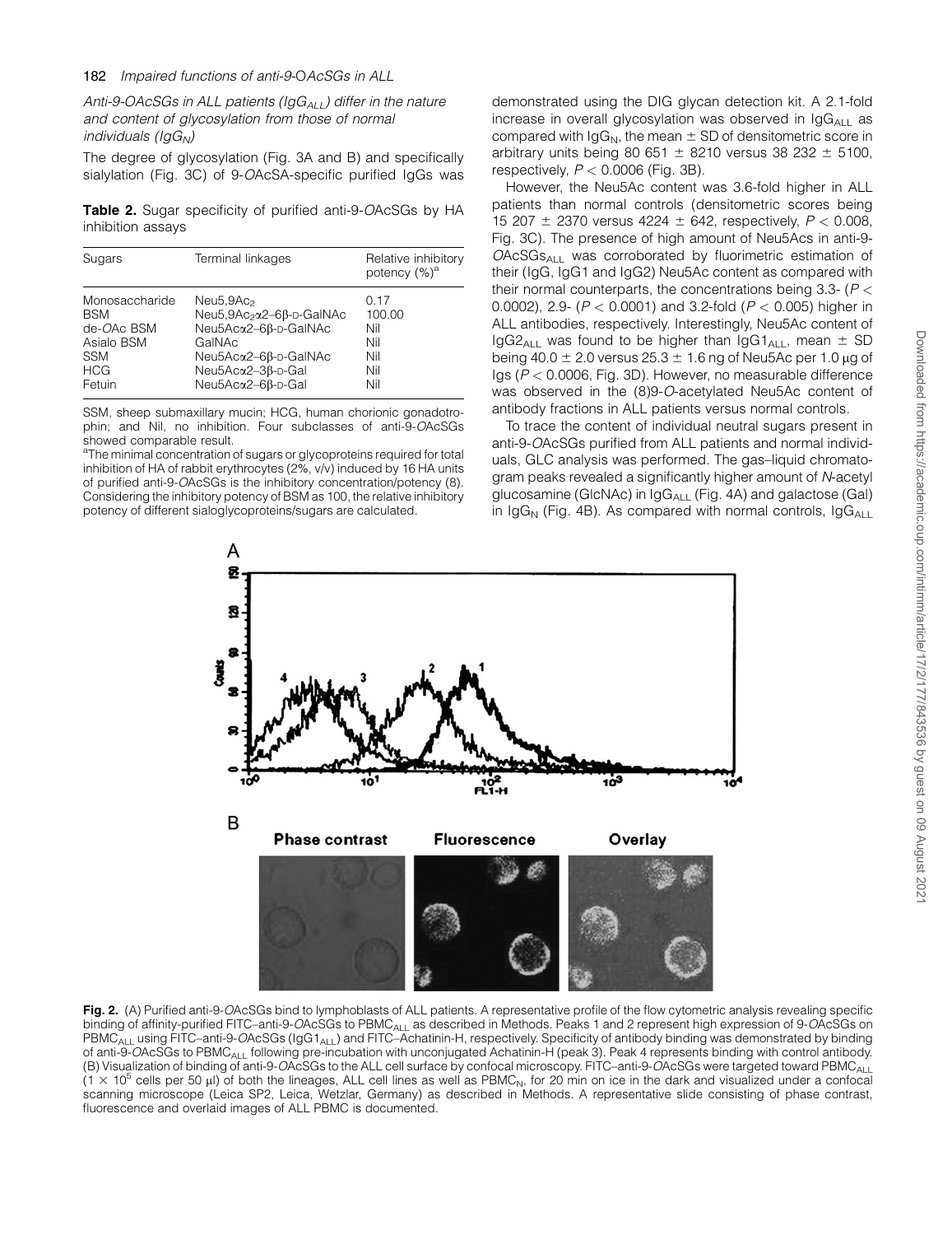*Anti-9-OAcSGs in ALL patients ($IgG_{ALL}$) differ in the nature and content of glycosylation from those of normal individuals ($IgG_N$)*

The degree of glycosylation (Fig. 3A and B) and specifically sialylation (Fig. 3C) of 9-*O*AcSA-specific purified IgGs was demonstrated using the DIG glycan detection kit. A 2.1-fold increase in overall glycosylation was observed in $IgG_{ALL}$ as compared with $IgG_N$, the mean ± SD of densitometric score in arbitrary units being 80 651 ± 8210 versus 38 232 ± 5100, respectively, $P < 0.0006$ (Fig. 3B).

However, the Neu5Ac content was 3.6-fold higher in ALL patients than normal controls (densitometric scores being 15 207 ± 2370 versus 4224 ± 642, respectively, $P < 0.008$, Fig. 3C). The presence of high amount of Neu5Acs in anti-9-$OAcSGs_{ALL}$ was corroborated by fluorimetric estimation of their (IgG, IgG1 and IgG2) Neu5Ac content as compared with their normal counterparts, the concentrations being 3.3- ($P < 0.0002$), 2.9- ($P < 0.0001$) and 3.2-fold ($P < 0.005$) higher in ALL antibodies, respectively. Interestingly, Neu5Ac content of $IgG2_{ALL}$ was found to be higher than $IgG1_{ALL}$, mean ± SD being 40.0 ± 2.0 versus 25.3 ± 1.6 ng of Neu5Ac per 1.0 μg of Igs ($P < 0.0006$, Fig. 3D). However, no measurable difference was observed in the (8)9-*O*-acetylated Neu5Ac content of antibody fractions in ALL patients versus normal controls.

To trace the content of individual neutral sugars present in anti-9-*O*AcSGs purified from ALL patients and normal individuals, GLC analysis was performed. The gas–liquid chromatogram peaks revealed a significantly higher amount of *N*-acetyl glucosamine (GlcNAc) in $IgG_{ALL}$ (Fig. 4A) and galactose (Gal) in $IgG_N$ (Fig. 4B). As compared with normal controls, $IgG_{ALL}$

**Table 2.** Sugar specificity of purified anti-9-*O*AcSGs by HA inhibition assays

| Sugars | Terminal linkages | Relative inhibitory potency (%)[a] |
|---|---|---|
| Monosaccharide | $Neu5,9Ac_2$ | 0.17 |
| BSM | $Neu5,9Ac_2\alpha2$–6β-D-GalNAc | 100.00 |
| de-*O*Ac BSM | Neu5Acα2–6β-D-GalNAc | Nil |
| Asialo BSM | GalNAc | Nil |
| SSM | Neu5Acα2–6β-D-GalNAc | Nil |
| HCG | Neu5Acα2–3β-D-Gal | Nil |
| Fetuin | Neu5Acα2–6β-D-Gal | Nil |

SSM, sheep submaxillary mucin; HCG, human chorionic gonadotrophin; and Nil, no inhibition. Four subclasses of anti-9-*O*AcSGs showed comparable result.

[a]The minimal concentration of sugars or glycoproteins required for total inhibition of HA of rabbit erythrocytes (2%, v/v) induced by 16 HA units of purified anti-9-*O*AcSGs is the inhibitory concentration/potency (8). Considering the inhibitory potency of BSM as 100, the relative inhibitory potency of different sialoglycoproteins/sugars are calculated.

**Fig. 2.** (A) Purified anti-9-*O*AcSGs bind to lymphoblasts of ALL patients. A representative profile of the flow cytometric analysis revealing specific binding of affinity-purified FITC–anti-9-*O*AcSGs to $PBMC_{ALL}$ as described in Methods. Peaks 1 and 2 represent high expression of 9-*O*AcSGs on $PBMC_{ALL}$ using FITC–anti-9-*O*AcSGs ($IgG1_{ALL}$) and FITC–Achatinin-H, respectively. Specificity of antibody binding was demonstrated by binding of anti-9-*O*AcSGs to $PBMC_{ALL}$ following pre-incubation with unconjugated Achatinin-H (peak 3). Peak 4 represents binding with control antibody. (B) Visualization of binding of anti-9-*O*AcSGs to the ALL cell surface by confocal microscopy. FITC–anti-9-*O*AcSGs were targeted toward $PBMC_{ALL}$ ($1 \times 10^5$ cells per 50 μl) of both the lineages, ALL cell lines as well as $PBMC_N$, for 20 min on ice in the dark and visualized under a confocal scanning microscope (Leica SP2, Leica, Wetzlar, Germany) as described in Methods. A representative slide consisting of phase contrast, fluorescence and overlaid images of ALL PBMC is documented.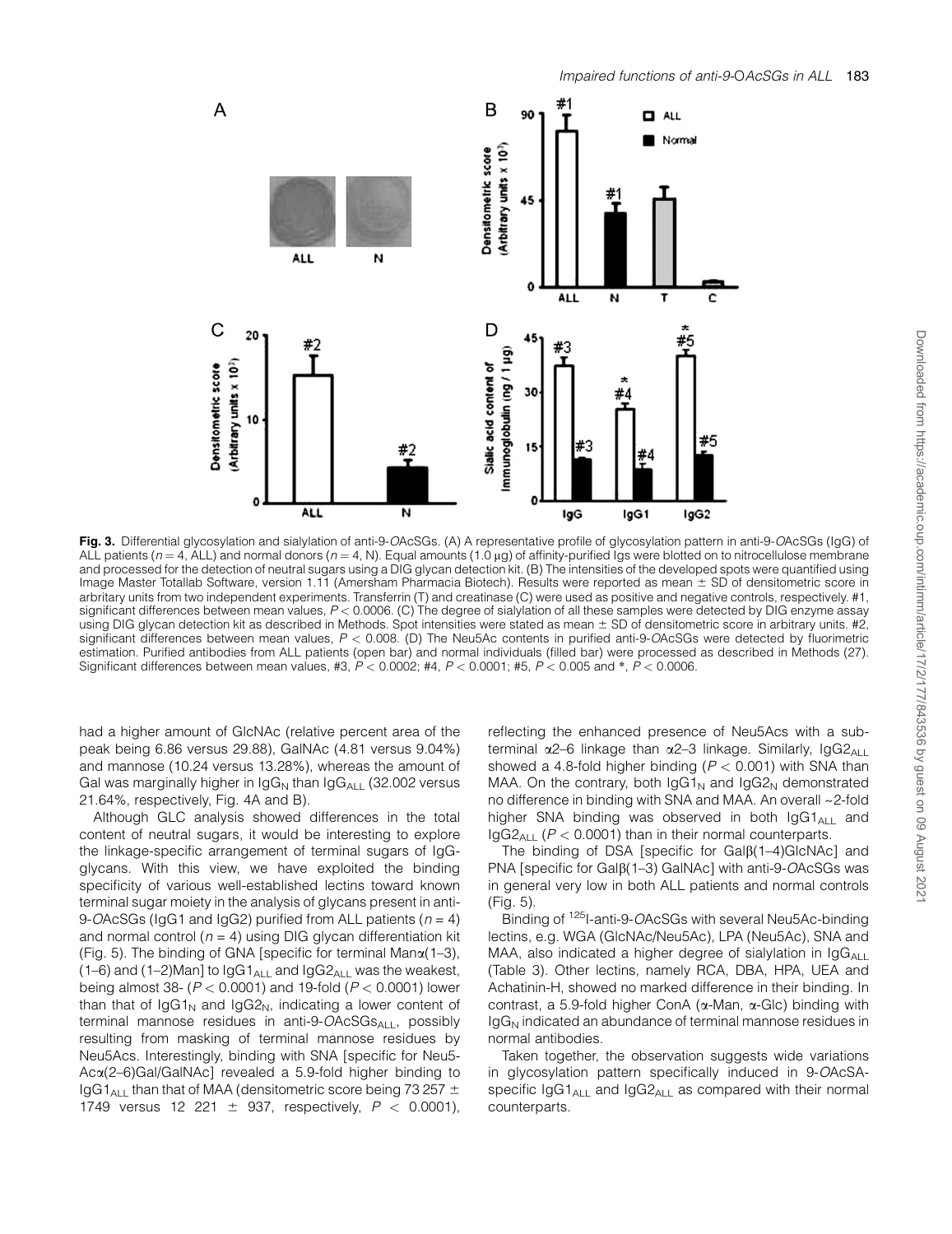**Fig. 3.** Differential glycosylation and sialylation of anti-9-*O*AcSGs. (A) A representative profile of glycosylation pattern in anti-9-*O*AcSGs (IgG) of ALL patients ($n = 4$, ALL) and normal donors ($n = 4$, N). Equal amounts (1.0 μg) of affinity-purified Igs were blotted on to nitrocellulose membrane and processed for the detection of neutral sugars using a DIG glycan detection kit. (B) The intensities of the developed spots were quantified using Image Master Totallab Software, version 1.11 (Amersham Pharmacia Biotech). Results were reported as mean ± SD of densitometric score in arbitrary units from two independent experiments. Transferrin (T) and creatinase (C) were used as positive and negative controls, respectively. #1, significant differences between mean values, $P < 0.0006$. (C) The degree of sialylation of all these samples were detected by DIG enzyme assay using DIG glycan detection kit as described in Methods. Spot intensities were stated as mean ± SD of densitometric score in arbitrary units. #2, significant differences between mean values, $P < 0.008$. (D) The Neu5Ac contents in purified anti-9-*O*AcSGs were detected by fluorimetric estimation. Purified antibodies from ALL patients (open bar) and normal individuals (filled bar) were processed as described in Methods (27). Significant differences between mean values, #3, $P < 0.0002$; #4, $P < 0.0001$; #5, $P < 0.005$ and *, $P < 0.0006$.

had a higher amount of GlcNAc (relative percent area of the peak being 6.86 versus 29.88), GalNAc (4.81 versus 9.04%) and mannose (10.24 versus 13.28%), whereas the amount of Gal was marginally higher in $IgG_N$ than $IgG_{ALL}$ (32.002 versus 21.64%, respectively, Fig. 4A and B).

Although GLC analysis showed differences in the total content of neutral sugars, it would be interesting to explore the linkage-specific arrangement of terminal sugars of IgG-glycans. With this view, we have exploited the binding specificity of various well-established lectins toward known terminal sugar moiety in the analysis of glycans present in anti-9-*O*AcSGs (IgG1 and IgG2) purified from ALL patients ($n = 4$) and normal control ($n = 4$) using DIG glycan differentiation kit (Fig. 5). The binding of GNA [specific for terminal Manα(1–3), (1–6) and (1–2)Man] to $IgG1_{ALL}$ and $IgG2_{ALL}$ was the weakest, being almost 38- ($P < 0.0001$) and 19-fold ($P < 0.0001$) lower than that of $IgG1_N$ and $IgG2_N$, indicating a lower content of terminal mannose residues in anti-9-*O*AcSGs$_{ALL}$, possibly resulting from masking of terminal mannose residues by Neu5Acs. Interestingly, binding with SNA [specific for Neu5-Acα(2–6)Gal/GalNAc] revealed a 5.9-fold higher binding to $IgG1_{ALL}$ than that of MAA (densitometric score being 73 257 ± 1749 versus 12 221 ± 937, respectively, $P < 0.0001$), reflecting the enhanced presence of Neu5Acs with a sub-terminal α2–6 linkage than α2–3 linkage. Similarly, $IgG2_{ALL}$ showed a 4.8-fold higher binding ($P < 0.001$) with SNA than MAA. On the contrary, both $IgG1_N$ and $IgG2_N$ demonstrated no difference in binding with SNA and MAA. An overall ~2-fold higher SNA binding was observed in both $IgG1_{ALL}$ and $IgG2_{ALL}$ ($P < 0.0001$) than in their normal counterparts.

The binding of DSA [specific for Galβ(1–4)GlcNAc] and PNA [specific for Galβ(1–3) GalNAc] with anti-9-*O*AcSGs was in general very low in both ALL patients and normal controls (Fig. 5).

Binding of $^{125}$I-anti-9-*O*AcSGs with several Neu5Ac-binding lectins, e.g. WGA (GlcNAc/Neu5Ac), LPA (Neu5Ac), SNA and MAA, also indicated a higher degree of sialylation in $IgG_{ALL}$ (Table 3). Other lectins, namely RCA, DBA, HPA, UEA and Achatinin-H, showed no marked difference in their binding. In contrast, a 5.9-fold higher ConA (α-Man, α-Glc) binding with $IgG_N$ indicated an abundance of terminal mannose residues in normal antibodies.

Taken together, the observation suggests wide variations in glycosylation pattern specifically induced in 9-*O*AcSA-specific $IgG1_{ALL}$ and $IgG2_{ALL}$ as compared with their normal counterparts.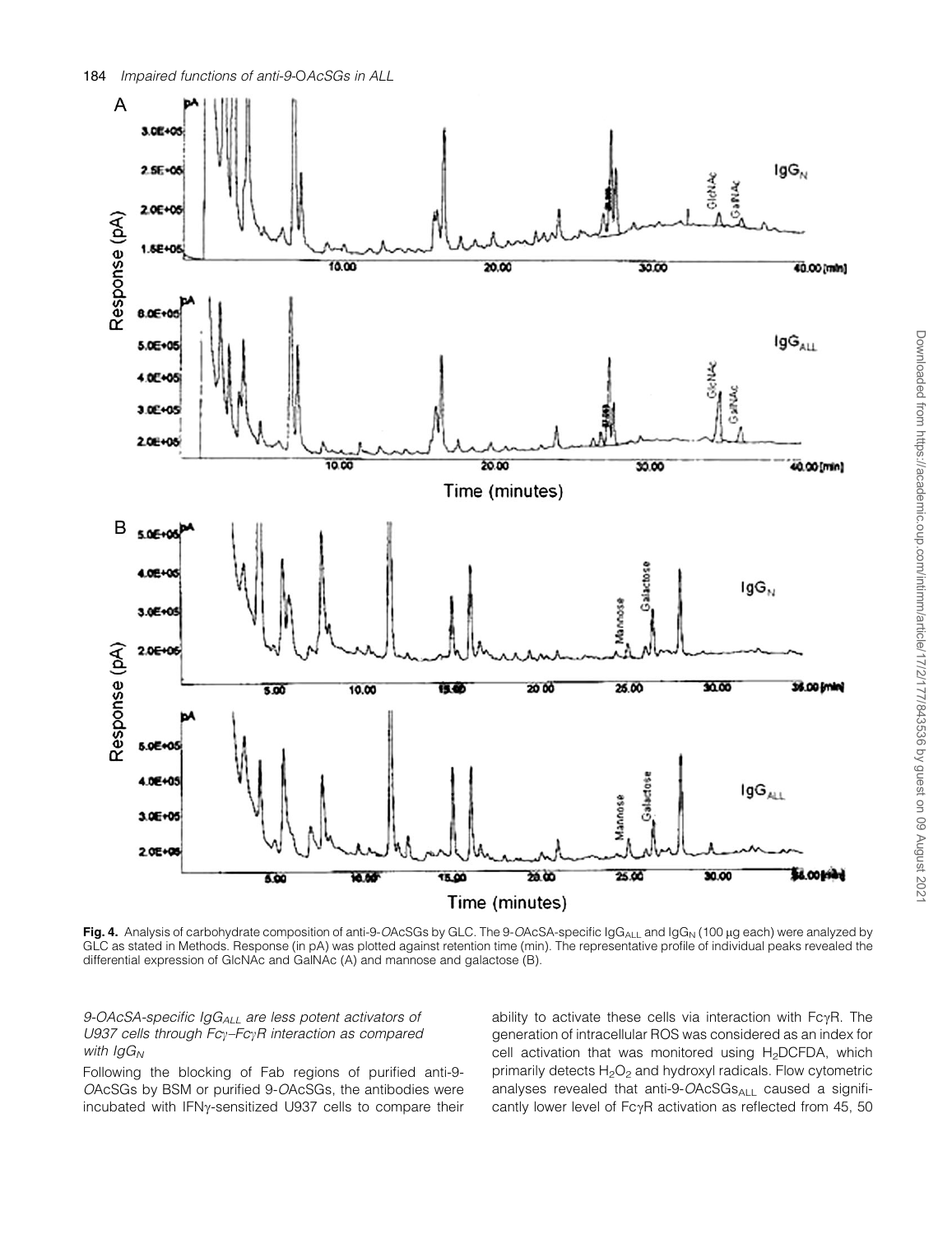**Fig. 4.** Analysis of carbohydrate composition of anti-9-*O*AcSGs by GLC. The 9-*O*AcSA-specific $IgG_{ALL}$ and $IgG_N$ (100 μg each) were analyzed by GLC as stated in Methods. Response (in pA) was plotted against retention time (min). The representative profile of individual peaks revealed the differential expression of GlcNAc and GalNAc (A) and mannose and galactose (B).

### *9-OAcSA-specific $IgG_{ALL}$ are less potent activators of U937 cells through Fcγ–FcγR interaction as compared with $IgG_N$*

Following the blocking of Fab regions of purified anti-9-*O*AcSGs by BSM or purified 9-*O*AcSGs, the antibodies were incubated with IFNγ-sensitized U937 cells to compare their ability to activate these cells via interaction with FcγR. The generation of intracellular ROS was considered as an index for cell activation that was monitored using $H_2$DCFDA, which primarily detects $H_2O_2$ and hydroxyl radicals. Flow cytometric analyses revealed that anti-9-*O*AcSGs$_{ALL}$ caused a significantly lower level of FcγR activation as reflected from 45, 50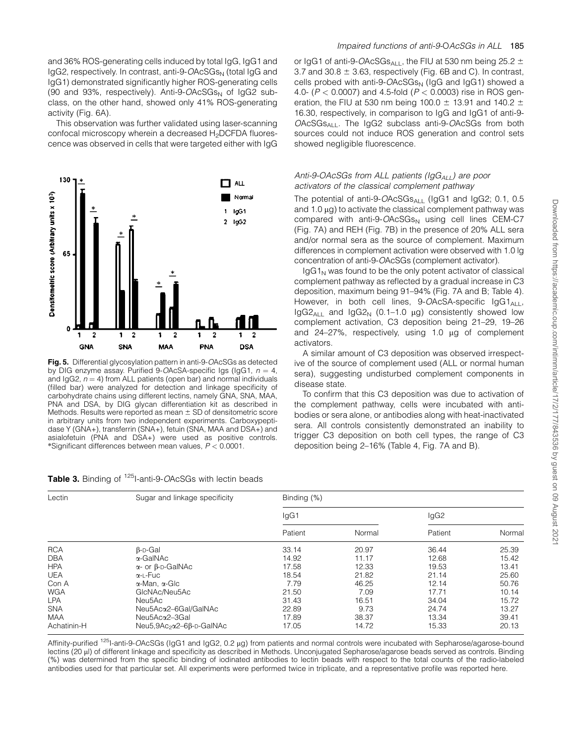and 36% ROS-generating cells induced by total IgG, IgG1 and IgG2, respectively. In contrast, anti-9-*O*AcSGs$_N$ (total IgG and IgG1) demonstrated significantly higher ROS-generating cells (90 and 93%, respectively). Anti-9-*O*AcSGs$_N$ of IgG2 subclass, on the other hand, showed only 41% ROS-generating activity (Fig. 6A).

This observation was further validated using laser-scanning confocal microscopy wherein a decreased $H_2$DCFDA fluorescence was observed in cells that were targeted either with IgG or IgG1 of anti-9-*O*AcSGs$_{ALL}$, the FIU at 530 nm being 25.2 ± 3.7 and 30.8 ± 3.63, respectively (Fig. 6B and C). In contrast, cells probed with anti-9-*O*AcSGs$_N$ (IgG and IgG1) showed a 4.0- ($P < 0.0007$) and 4.5-fold ($P < 0.0003$) rise in ROS generation, the FIU at 530 nm being 100.0 ± 13.91 and 140.2 ± 16.30, respectively, in comparison to IgG and IgG1 of anti-9-*O*AcSGs$_{ALL}$. The IgG2 subclass anti-9-*O*AcSGs from both sources could not induce ROS generation and control sets showed negligible fluorescence.

**Fig. 5.** Differential glycosylation pattern in anti-9-*O*AcSGs as detected by DIG enzyme assay. Purified 9-*O*AcSA-specific Igs (IgG1, $n = 4$, and IgG2, $n = 4$) from ALL patients (open bar) and normal individuals (filled bar) were analyzed for detection and linkage specificity of carbohydrate chains using different lectins, namely GNA, SNA, MAA, PNA and DSA, by DIG glycan differentiation kit as described in Methods. Results were reported as mean ± SD of densitometric score in arbitrary units from two independent experiments. Carboxypeptidase Y (GNA+), transferrin (SNA+), fetuin (SNA, MAA and DSA+) and asialofetuin (PNA and DSA+) were used as positive controls. *Significant differences between mean values, $P < 0.0001$.

### *Anti-9-OAcSGs from ALL patients (IgG$_{ALL}$) are poor activators of the classical complement pathway*

The potential of anti-9-*O*AcSGs$_{ALL}$ (IgG1 and IgG2; 0.1, 0.5 and 1.0 μg) to activate the classical complement pathway was compared with anti-9-*O*AcSGs$_N$ using cell lines CEM-C7 (Fig. 7A) and REH (Fig. 7B) in the presence of 20% ALL sera and/or normal sera as the source of complement. Maximum differences in complement activation were observed with 1.0 lg concentration of anti-9-*O*AcSGs (complement activator).

IgG1$_N$ was found to be the only potent activator of classical complement pathway as reflected by a gradual increase in C3 deposition, maximum being 91–94% (Fig. 7A and B; Table 4). However, in both cell lines, 9-*O*AcSA-specific IgG1$_{ALL}$, IgG2$_{ALL}$ and IgG2$_N$ (0.1–1.0 μg) consistently showed low complement activation, C3 deposition being 21–29, 19–26 and 24–27%, respectively, using 1.0 μg of complement activators.

A similar amount of C3 deposition was observed irrespective of the source of complement used (ALL or normal human sera), suggesting undisturbed complement components in disease state.

To confirm that this C3 deposition was due to activation of the complement pathway, cells were incubated with antibodies or sera alone, or antibodies along with heat-inactivated sera. All controls consistently demonstrated an inability to trigger C3 deposition on both cell types, the range of C3 deposition being 2–16% (Table 4, Fig. 7A and B).

**Table 3.** Binding of $^{125}$I-anti-9-*O*AcSGs with lectin beads

| Lectin | Sugar and linkage specificity | Binding (%) | | | |
|---|---|---|---|---|---|
| | | IgG1 | | IgG2 | |
| | | Patient | Normal | Patient | Normal |
| RCA | β-D-Gal | 33.14 | 20.97 | 36.44 | 25.39 |
| DBA | α-GalNAc | 14.92 | 11.17 | 12.68 | 15.42 |
| HPA | α- or β-D-GalNAc | 17.58 | 12.33 | 19.53 | 13.41 |
| UEA | α-L-Fuc | 18.54 | 21.82 | 21.14 | 25.60 |
| Con A | α-Man, α-Glc | 7.79 | 46.25 | 12.14 | 50.76 |
| WGA | GlcNAc/Neu5Ac | 21.50 | 7.09 | 17.71 | 10.14 |
| LPA | Neu5Ac | 31.43 | 16.51 | 34.04 | 15.72 |
| SNA | Neu5Acα2–6Gal/GalNAc | 22.89 | 9.73 | 24.74 | 13.27 |
| MAA | Neu5Acα2–3Gal | 17.89 | 38.37 | 13.34 | 39.41 |
| Achatinin-H | Neu5,9Ac$_2$α2–6β-D-GalNAc | 17.05 | 14.72 | 15.33 | 20.13 |

Affinity-purified $^{125}$I-anti-9-*O*AcSGs (IgG1 and IgG2, 0.2 μg) from patients and normal controls were incubated with Sepharose/agarose-bound lectins (20 μl) of different linkage and specificity as described in Methods. Unconjugated Sepharose/agarose beads served as controls. Binding (%) was determined from the specific binding of iodinated antibodies to lectin beads with respect to the total counts of the radio-labeled antibodies used for that particular set. All experiments were performed twice in triplicate, and a representative profile was reported here.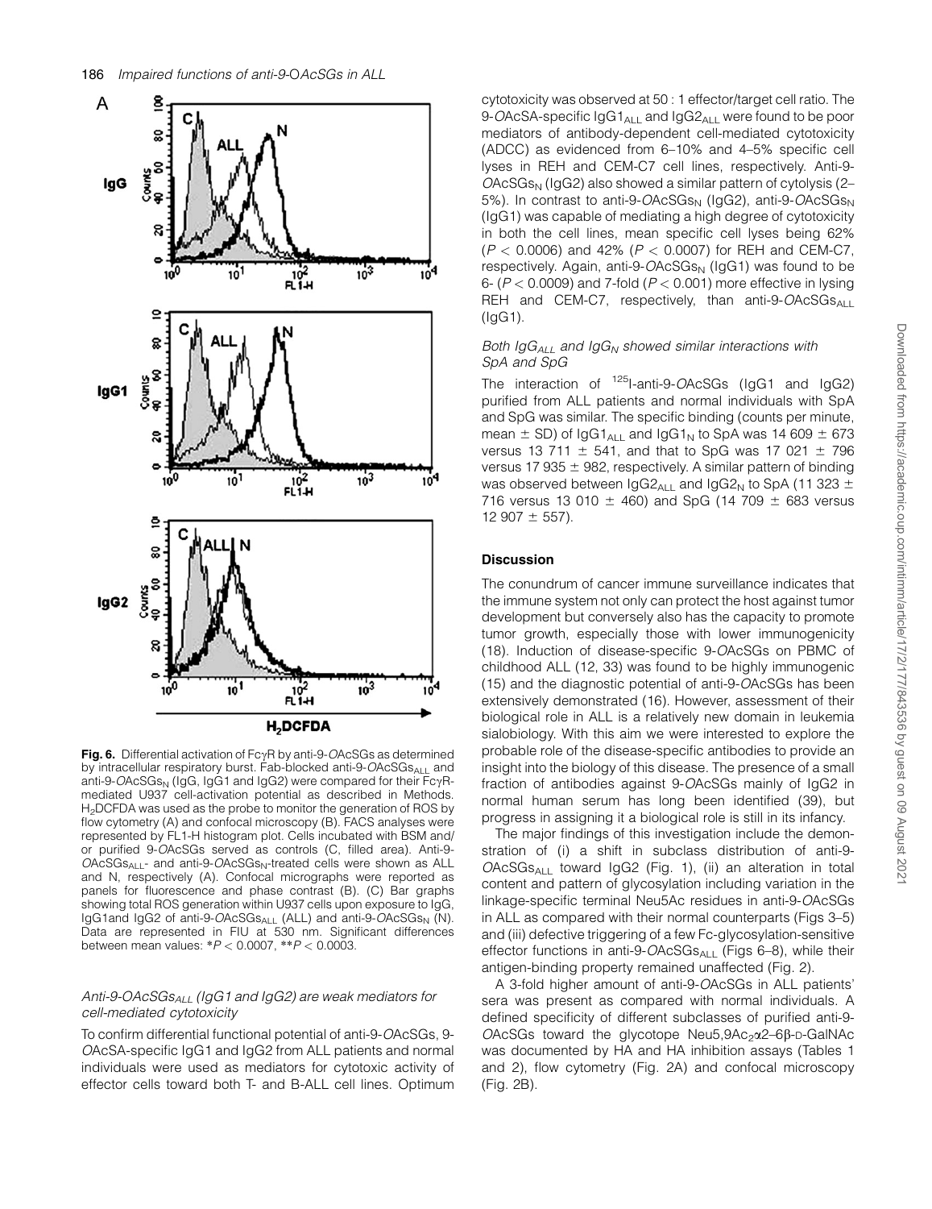Fig. 6. Differential activation of FcγR by anti-9-OAcSGs as determined by intracellular respiratory burst. Fab-blocked anti-9-OAcSGs$_{ALL}$ and anti-9-OAcSGs$_N$ (IgG, IgG1 and IgG2) were compared for their FcγR-mediated U937 cell-activation potential as described in Methods. $H_2$DCFDA was used as the probe to monitor the generation of ROS by flow cytometry (A) and confocal microscopy (B). FACS analyses were represented by FL1-H histogram plot. Cells incubated with BSM and/or purified 9-OAcSGs served as controls (C, filled area). Anti-9-OAcSGs$_{ALL}$- and anti-9-OAcSGs$_N$-treated cells were shown as ALL and N, respectively (A). Confocal micrographs were reported as panels for fluorescence and phase contrast (B). (C) Bar graphs showing total ROS generation within U937 cells upon exposure to IgG, IgG1and IgG2 of anti-9-OAcSGs$_{ALL}$ (ALL) and anti-9-OAcSGs$_N$ (N). Data are represented in FIU at 530 nm. Significant differences between mean values: *$P < 0.0007$, **$P < 0.0003$.

### *Anti-9-OAcSGs$_{ALL}$ (IgG1 and IgG2) are weak mediators for cell-mediated cytotoxicity*

To confirm differential functional potential of anti-9-OAcSGs, 9-OAcSA-specific IgG1 and IgG2 from ALL patients and normal individuals were used as mediators for cytotoxic activity of effector cells toward both T- and B-ALL cell lines. Optimum cytotoxicity was observed at 50 : 1 effector/target cell ratio. The 9-OAcSA-specific IgG1$_{ALL}$ and IgG2$_{ALL}$ were found to be poor mediators of antibody-dependent cell-mediated cytotoxicity (ADCC) as evidenced from 6–10% and 4–5% specific cell lyses in REH and CEM-C7 cell lines, respectively. Anti-9-OAcSGs$_N$ (IgG2) also showed a similar pattern of cytolysis (2–5%). In contrast to anti-9-OAcSGs$_N$ (IgG2), anti-9-OAcSGs$_N$ (IgG1) was capable of mediating a high degree of cytotoxicity in both the cell lines, mean specific cell lyses being 62% ($P < 0.0006$) and 42% ($P < 0.0007$) for REH and CEM-C7, respectively. Again, anti-9-OAcSGs$_N$ (IgG1) was found to be 6- ($P < 0.0009$) and 7-fold ($P < 0.001$) more effective in lysing REH and CEM-C7, respectively, than anti-9-OAcSGs$_{ALL}$ (IgG1).

### *Both IgG$_{ALL}$ and IgG$_N$ showed similar interactions with SpA and SpG*

The interaction of $^{125}$I-anti-9-OAcSGs (IgG1 and IgG2) purified from ALL patients and normal individuals with SpA and SpG was similar. The specific binding (counts per minute, mean ± SD) of IgG1$_{ALL}$ and IgG1$_N$ to SpA was 14 609 ± 673 versus 13 711 ± 541, and that to SpG was 17 021 ± 796 versus 17 935 ± 982, respectively. A similar pattern of binding was observed between IgG2$_{ALL}$ and IgG2$_N$ to SpA (11 323 ± 716 versus 13 010 ± 460) and SpG (14 709 ± 683 versus 12 907 ± 557).

## Discussion

The conundrum of cancer immune surveillance indicates that the immune system not only can protect the host against tumor development but conversely also has the capacity to promote tumor growth, especially those with lower immunogenicity (18). Induction of disease-specific 9-OAcSGs on PBMC of childhood ALL (12, 33) was found to be highly immunogenic (15) and the diagnostic potential of anti-9-OAcSGs has been extensively demonstrated (16). However, assessment of their biological role in ALL is a relatively new domain in leukemia sialobiology. With this aim we were interested to explore the probable role of the disease-specific antibodies to provide an insight into the biology of this disease. The presence of a small fraction of antibodies against 9-OAcSGs mainly of IgG2 in normal human serum has long been identified (39), but progress in assigning it a biological role is still in its infancy.

The major findings of this investigation include the demonstration of (i) a shift in subclass distribution of anti-9-OAcSGs$_{ALL}$ toward IgG2 (Fig. 1), (ii) an alteration in total content and pattern of glycosylation including variation in the linkage-specific terminal Neu5Ac residues in anti-9-OAcSGs in ALL as compared with their normal counterparts (Figs 3–5) and (iii) defective triggering of a few Fc-glycosylation-sensitive effector functions in anti-9-OAcSGs$_{ALL}$ (Figs 6–8), while their antigen-binding property remained unaffected (Fig. 2).

A 3-fold higher amount of anti-9-OAcSGs in ALL patients' sera was present as compared with normal individuals. A defined specificity of different subclasses of purified anti-9-OAcSGs toward the glycotope Neu5,9Ac$_2$α2–6β-D-GalNAc was documented by HA and HA inhibition assays (Tables 1 and 2), flow cytometry (Fig. 2A) and confocal microscopy (Fig. 2B).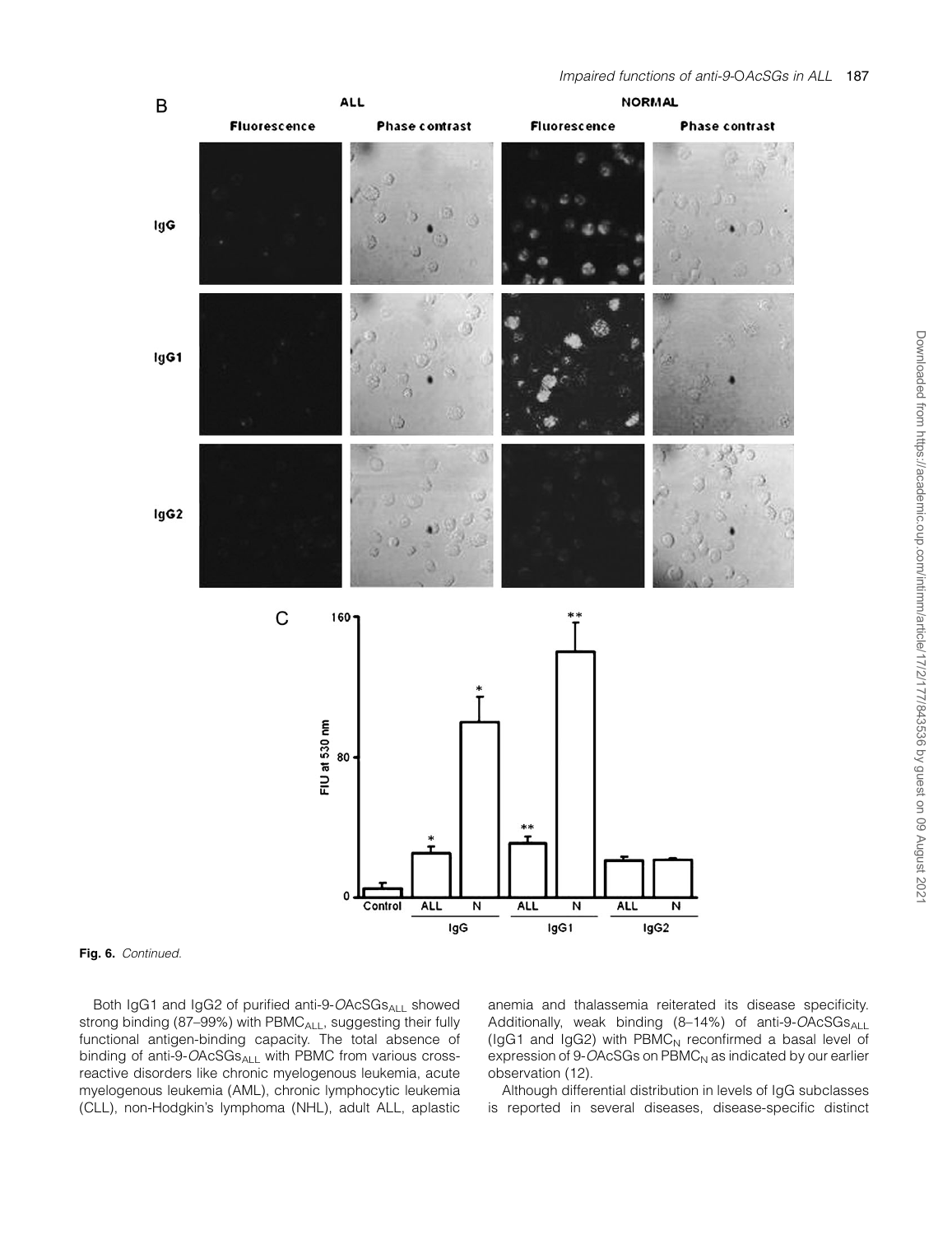**Fig. 6.** *Continued.*

Both IgG1 and IgG2 of purified anti-9-*O*AcSGs$_{ALL}$ showed strong binding (87–99%) with PBMC$_{ALL}$, suggesting their fully functional antigen-binding capacity. The total absence of binding of anti-9-*O*AcSGs$_{ALL}$ with PBMC from various cross-reactive disorders like chronic myelogenous leukemia, acute myelogenous leukemia (AML), chronic lymphocytic leukemia (CLL), non-Hodgkin's lymphoma (NHL), adult ALL, aplastic anemia and thalassemia reiterated its disease specificity. Additionally, weak binding (8–14%) of anti-9-*O*AcSGs$_{ALL}$ (IgG1 and IgG2) with PBMC$_{N}$ reconfirmed a basal level of expression of 9-*O*AcSGs on PBMC$_{N}$ as indicated by our earlier observation (12).

Although differential distribution in levels of IgG subclasses is reported in several diseases, disease-specific distinct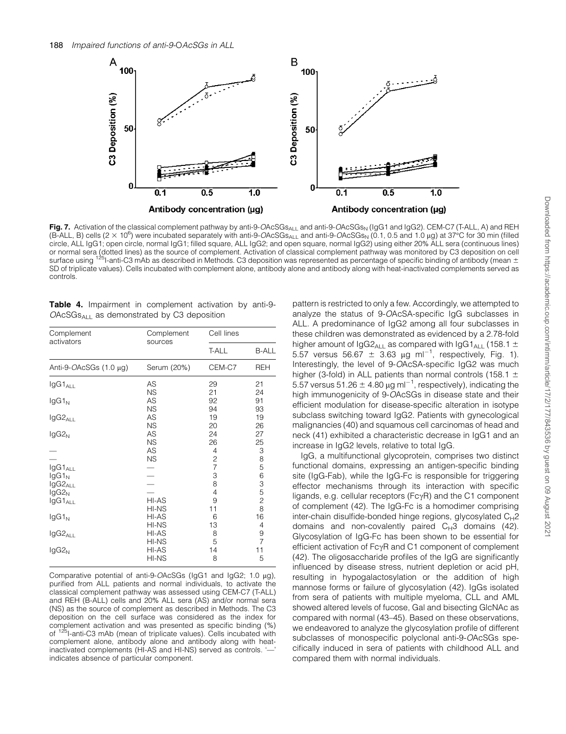Fig. 7. Activation of the classical complement pathway by anti-9-*O*AcSGs$_{ALL}$ and anti-9-*O*AcSGs$_{N}$ (IgG1 and IgG2). CEM-C7 (T-ALL, A) and REH (B-ALL, B) cells ($2 \times 10^6$) were incubated separately with anti-9-*O*AcSGs$_{ALL}$ and anti-9-*O*AcSGs$_{N}$ (0.1, 0.5 and 1.0 μg) at 37°C for 30 min (filled circle, ALL IgG1; open circle, normal IgG1; filled square, ALL IgG2; and open square, normal IgG2) using either 20% ALL sera (continuous lines) or normal sera (dotted lines) as the source of complement. Activation of classical complement pathway was monitored by C3 deposition on cell surface using $^{125}$I-anti-C3 mAb as described in Methods. C3 deposition was represented as percentage of specific binding of antibody (mean ± SD of triplicate values). Cells incubated with complement alone, antibody alone and antibody along with heat-inactivated complements served as controls.

**Table 4.** Impairment in complement activation by anti-9-*O*AcSGs$_{ALL}$ as demonstrated by C3 deposition

| Complement activators | Complement sources | Cell lines | |
|---|---|---|---|
| | | T-ALL | B-ALL |
| Anti-9-*O*AcSGs (1.0 μg) | Serum (20%) | CEM-C7 | REH |
| IgG1$_{ALL}$ | AS | 29 | 21 |
| | NS | 21 | 24 |
| IgG1$_{N}$ | AS | 92 | 91 |
| | NS | 94 | 93 |
| IgG2$_{ALL}$ | AS | 19 | 19 |
| | NS | 20 | 26 |
| IgG2$_{N}$ | AS | 24 | 27 |
| | NS | 26 | 25 |
| — | AS | 4 | 3 |
| — | NS | 2 | 8 |
| IgG1$_{ALL}$ | — | 7 | 5 |
| IgG1$_{N}$ | — | 3 | 6 |
| IgG2$_{ALL}$ | — | 8 | 3 |
| IgG2$_{N}$ | — | 4 | 5 |
| IgG1$_{ALL}$ | HI-AS | 9 | 2 |
| | HI-NS | 11 | 8 |
| IgG1$_{N}$ | HI-AS | 6 | 16 |
| | HI-NS | 13 | 4 |
| IgG2$_{ALL}$ | HI-AS | 8 | 9 |
| | HI-NS | 5 | 7 |
| IgG2$_{N}$ | HI-AS | 14 | 11 |
| | HI-NS | 8 | 5 |

Comparative potential of anti-9-*O*AcSGs (IgG1 and IgG2; 1.0 μg), purified from ALL patients and normal individuals, to activate the classical complement pathway was assessed using CEM-C7 (T-ALL) and REH (B-ALL) cells and 20% ALL sera (AS) and/or normal sera (NS) as the source of complement as described in Methods. The C3 deposition on the cell surface was considered as the index for complement activation and was presented as specific binding (%) of $^{125}$I-anti-C3 mAb (mean of triplicate values). Cells incubated with complement alone, antibody alone and antibody along with heat-inactivated complements (HI-AS and HI-NS) served as controls. '—' indicates absence of particular component.

pattern is restricted to only a few. Accordingly, we attempted to analyze the status of 9-*O*AcSA-specific IgG subclasses in ALL. A predominance of IgG2 among all four subclasses in these children was demonstrated as evidenced by a 2.78-fold higher amount of IgG2$_{ALL}$ as compared with IgG1$_{ALL}$ (158.1 ± 5.57 versus 56.67 ± 3.63 μg ml$^{-1}$, respectively, Fig. 1). Interestingly, the level of 9-*O*AcSA-specific IgG2 was much higher (3-fold) in ALL patients than normal controls (158.1 ± 5.57 versus 51.26 ± 4.80 μg ml$^{-1}$, respectively), indicating the high immunogenicity of 9-*O*AcSGs in disease state and their efficient modulation for disease-specific alteration in isotype subclass switching toward IgG2. Patients with gynecological malignancies (40) and squamous cell carcinomas of head and neck (41) exhibited a characteristic decrease in IgG1 and an increase in IgG2 levels, relative to total IgG.

IgG, a multifunctional glycoprotein, comprises two distinct functional domains, expressing an antigen-specific binding site (IgG-Fab), while the IgG-Fc is responsible for triggering effector mechanisms through its interaction with specific ligands, e.g. cellular receptors (FcγR) and the C1 component of complement (42). The IgG-Fc is a homodimer comprising inter-chain disulfide-bonded hinge regions, glycosylated $C_H2$ domains and non-covalently paired $C_H3$ domains (42). Glycosylation of IgG-Fc has been shown to be essential for efficient activation of FcγR and C1 component of complement (42). The oligosaccharide profiles of the IgG are significantly influenced by disease stress, nutrient depletion or acid pH, resulting in hypogalactosylation or the addition of high mannose forms or failure of glycosylation (42). IgGs isolated from sera of patients with multiple myeloma, CLL and AML showed altered levels of fucose, Gal and bisecting GlcNAc as compared with normal (43–45). Based on these observations, we endeavored to analyze the glycosylation profile of different subclasses of monospecific polyclonal anti-9-*O*AcSGs specifically induced in sera of patients with childhood ALL and compared them with normal individuals.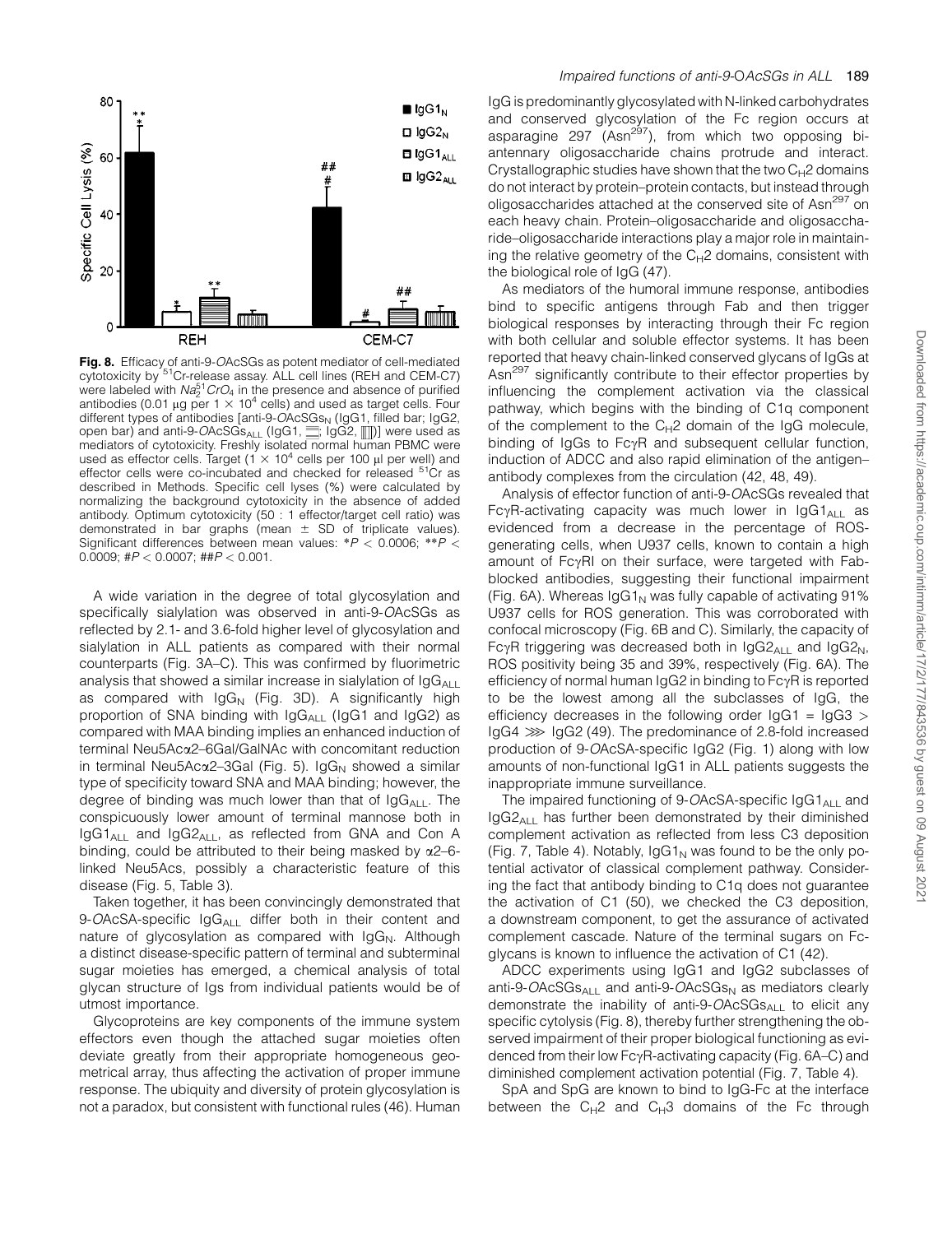**Fig. 8.** Efficacy of anti-9-*O*AcSGs as potent mediator of cell-mediated cytotoxicity by $^{51}$Cr-release assay. ALL cell lines (REH and CEM-C7) were labeled with $Na_2^{51}CrO_4$ in the presence and absence of purified antibodies (0.01 μg per 1 × $10^4$ cells) and used as target cells. Four different types of antibodies [anti-9-*O*AcSGs$_N$ (IgG1, filled bar; IgG2, open bar) and anti-9-*O*AcSGs$_{ALL}$ (IgG1, horizontally striped bar; IgG2, vertically striped bar)] were used as mediators of cytotoxicity. Freshly isolated normal human PBMC were used as effector cells. Target (1 × $10^4$ cells per 100 μl per well) and effector cells were co-incubated and checked for released $^{51}$Cr as described in Methods. Specific cell lyses (%) were calculated by normalizing the background cytotoxicity in the absence of added antibody. Optimum cytotoxicity (50 : 1 effector/target cell ratio) was demonstrated in bar graphs (mean ± SD of triplicate values). Significant differences between mean values: *$P < 0.0006$; **$P < 0.0009$; #$P < 0.0007$; ##$P < 0.001$.

A wide variation in the degree of total glycosylation and specifically sialylation was observed in anti-9-*O*AcSGs as reflected by 2.1- and 3.6-fold higher level of glycosylation and sialylation in ALL patients as compared with their normal counterparts (Fig. 3A–C). This was confirmed by fluorimetric analysis that showed a similar increase in sialylation of IgG$_{ALL}$ as compared with IgG$_N$ (Fig. 3D). A significantly high proportion of SNA binding with IgG$_{ALL}$ (IgG1 and IgG2) as compared with MAA binding implies an enhanced induction of terminal Neu5Acα2–6Gal/GalNAc with concomitant reduction in terminal Neu5Acα2–3Gal (Fig. 5). IgG$_N$ showed a similar type of specificity toward SNA and MAA binding; however, the degree of binding was much lower than that of IgG$_{ALL}$. The conspicuously lower amount of terminal mannose both in IgG1$_{ALL}$ and IgG2$_{ALL}$, as reflected from GNA and Con A binding, could be attributed to their being masked by α2–6-linked Neu5Acs, possibly a characteristic feature of this disease (Fig. 5, Table 3).

Taken together, it has been convincingly demonstrated that 9-*O*AcSA-specific IgG$_{ALL}$ differ both in their content and nature of glycosylation as compared with IgG$_N$. Although a distinct disease-specific pattern of terminal and subterminal sugar moieties has emerged, a chemical analysis of total glycan structure of Igs from individual patients would be of utmost importance.

Glycoproteins are key components of the immune system effectors even though the attached sugar moieties often deviate greatly from their appropriate homogeneous geometrical array, thus affecting the activation of proper immune response. The ubiquity and diversity of protein glycosylation is not a paradox, but consistent with functional rules (46). Human IgG is predominantly glycosylated with N-linked carbohydrates and conserved glycosylation of the Fc region occurs at asparagine 297 (Asn$^{297}$), from which two opposing bi-antennary oligosaccharide chains protrude and interact. Crystallographic studies have shown that the two $C_H2$ domains do not interact by protein–protein contacts, but instead through oligosaccharides attached at the conserved site of Asn$^{297}$ on each heavy chain. Protein–oligosaccharide and oligosaccharide–oligosaccharide interactions play a major role in maintaining the relative geometry of the $C_H2$ domains, consistent with the biological role of IgG (47).

As mediators of the humoral immune response, antibodies bind to specific antigens through Fab and then trigger biological responses by interacting through their Fc region with both cellular and soluble effector systems. It has been reported that heavy chain-linked conserved glycans of IgGs at Asn$^{297}$ significantly contribute to their effector properties by influencing the complement activation via the classical pathway, which begins with the binding of C1q component of the complement to the $C_H2$ domain of the IgG molecule, binding of IgGs to FcγR and subsequent cellular function, induction of ADCC and also rapid elimination of the antigen–antibody complexes from the circulation (42, 48, 49).

Analysis of effector function of anti-9-*O*AcSGs revealed that FcγR-activating capacity was much lower in IgG1$_{ALL}$ as evidenced from a decrease in the percentage of ROS-generating cells, when U937 cells, known to contain a high amount of FcγRI on their surface, were targeted with Fab-blocked antibodies, suggesting their functional impairment (Fig. 6A). Whereas IgG1$_N$ was fully capable of activating 91% U937 cells for ROS generation. This was corroborated with confocal microscopy (Fig. 6B and C). Similarly, the capacity of FcγR triggering was decreased both in IgG2$_{ALL}$ and IgG2$_N$, ROS positivity being 35 and 39%, respectively (Fig. 6A). The efficiency of normal human IgG2 in binding to FcγR is reported to be the lowest among all the subclasses of IgG, the efficiency decreases in the following order IgG1 = IgG3 > IgG4 ⋙ IgG2 (49). The predominance of 2.8-fold increased production of 9-*O*AcSA-specific IgG2 (Fig. 1) along with low amounts of non-functional IgG1 in ALL patients suggests the inappropriate immune surveillance.

The impaired functioning of 9-*O*AcSA-specific IgG1$_{ALL}$ and IgG2$_{ALL}$ has further been demonstrated by their diminished complement activation as reflected from less C3 deposition (Fig. 7, Table 4). Notably, IgG1$_N$ was found to be the only potential activator of classical complement pathway. Considering the fact that antibody binding to C1q does not guarantee the activation of C1 (50), we checked the C3 deposition, a downstream component, to get the assurance of activated complement cascade. Nature of the terminal sugars on Fc-glycans is known to influence the activation of C1 (42).

ADCC experiments using IgG1 and IgG2 subclasses of anti-9-*O*AcSGs$_{ALL}$ and anti-9-*O*AcSGs$_N$ as mediators clearly demonstrate the inability of anti-9-*O*AcSGs$_{ALL}$ to elicit any specific cytolysis (Fig. 8), thereby further strengthening the observed impairment of their proper biological functioning as evidenced from their low FcγR-activating capacity (Fig. 6A–C) and diminished complement activation potential (Fig. 7, Table 4).

SpA and SpG are known to bind to IgG-Fc at the interface between the $C_H2$ and $C_H3$ domains of the Fc through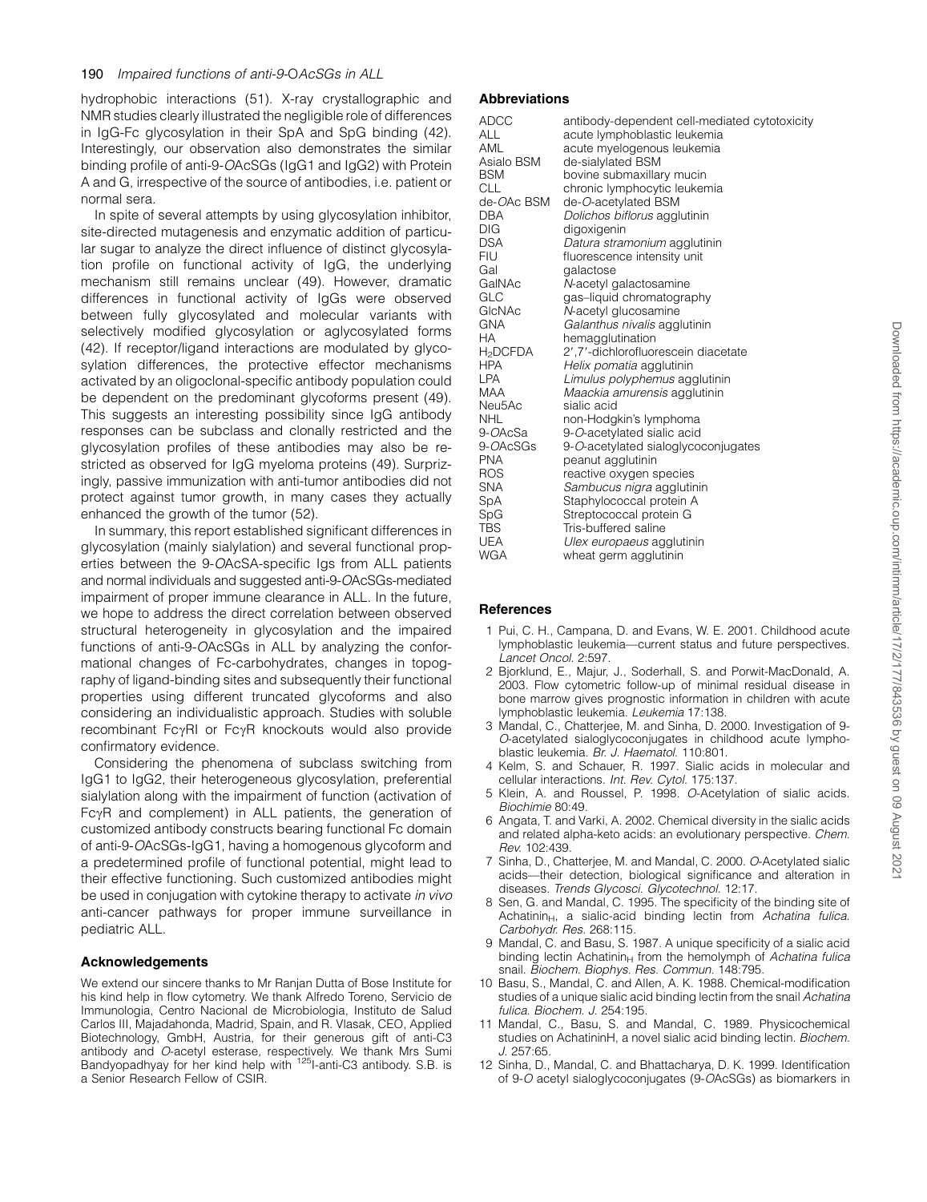hydrophobic interactions (51). X-ray crystallographic and NMR studies clearly illustrated the negligible role of differences in IgG-Fc glycosylation in their SpA and SpG binding (42). Interestingly, our observation also demonstrates the similar binding profile of anti-9-*O*AcSGs (IgG1 and IgG2) with Protein A and G, irrespective of the source of antibodies, i.e. patient or normal sera.

In spite of several attempts by using glycosylation inhibitor, site-directed mutagenesis and enzymatic addition of particular sugar to analyze the direct influence of distinct glycosylation profile on functional activity of IgG, the underlying mechanism still remains unclear (49). However, dramatic differences in functional activity of IgGs were observed between fully glycosylated and molecular variants with selectively modified glycosylation or aglycosylated forms (42). If receptor/ligand interactions are modulated by glycosylation differences, the protective effector mechanisms activated by an oligoclonal-specific antibody population could be dependent on the predominant glycoforms present (49). This suggests an interesting possibility since IgG antibody responses can be subclass and clonally restricted and the glycosylation profiles of these antibodies may also be restricted as observed for IgG myeloma proteins (49). Surprizingly, passive immunization with anti-tumor antibodies did not protect against tumor growth, in many cases they actually enhanced the growth of the tumor (52).

In summary, this report established significant differences in glycosylation (mainly sialylation) and several functional properties between the 9-*O*AcSA-specific Igs from ALL patients and normal individuals and suggested anti-9-*O*AcSGs-mediated impairment of proper immune clearance in ALL. In the future, we hope to address the direct correlation between observed structural heterogeneity in glycosylation and the impaired functions of anti-9-*O*AcSGs in ALL by analyzing the conformational changes of Fc-carbohydrates, changes in topography of ligand-binding sites and subsequently their functional properties using different truncated glycoforms and also considering an individualistic approach. Studies with soluble recombinant FcγRI or FcγR knockouts would also provide confirmatory evidence.

Considering the phenomena of subclass switching from IgG1 to IgG2, their heterogeneous glycosylation, preferential sialylation along with the impairment of function (activation of FcγR and complement) in ALL patients, the generation of customized antibody constructs bearing functional Fc domain of anti-9-*O*AcSGs-IgG1, having a homogenous glycoform and a predetermined profile of functional potential, might lead to their effective functioning. Such customized antibodies might be used in conjugation with cytokine therapy to activate *in vivo* anti-cancer pathways for proper immune surveillance in pediatric ALL.

## Acknowledgements

We extend our sincere thanks to Mr Ranjan Dutta of Bose Institute for his kind help in flow cytometry. We thank Alfredo Toreno, Servicio de Immunologia, Centro Nacional de Microbiologia, Instituto de Salud Carlos III, Majadahonda, Madrid, Spain, and R. Vlasak, CEO, Applied Biotechnology, GmbH, Austria, for their generous gift of anti-C3 antibody and *O*-acetyl esterase, respectively. We thank Mrs Sumi Bandyopadhyay for her kind help with $^{125}$I-anti-C3 antibody. S.B. is a Senior Research Fellow of CSIR.

## Abbreviations

| | |
|---|---|
| ADCC | antibody-dependent cell-mediated cytotoxicity |
| ALL | acute lymphoblastic leukemia |
| AML | acute myelogenous leukemia |
| Asialo BSM | de-sialylated BSM |
| BSM | bovine submaxillary mucin |
| CLL | chronic lymphocytic leukemia |
| de-*O*Ac BSM | de-*O*-acetylated BSM |
| DBA | *Dolichos biflorus* agglutinin |
| DIG | digoxigenin |
| DSA | *Datura stramonium* agglutinin |
| FIU | fluorescence intensity unit |
| Gal | galactose |
| GalNAc | *N*-acetyl galactosamine |
| GLC | gas–liquid chromatography |
| GlcNAc | *N*-acetyl glucosamine |
| GNA | *Galanthus nivalis* agglutinin |
| HA | hemagglutination |
| $H_2$DCFDA | 2′,7′-dichlorofluorescein diacetate |
| HPA | *Helix pomatia* agglutinin |
| LPA | *Limulus polyphemus* agglutinin |
| MAA | *Maackia amurensis* agglutinin |
| Neu5Ac | sialic acid |
| NHL | non-Hodgkin's lymphoma |
| 9-*O*AcSa | 9-*O*-acetylated sialic acid |
| 9-*O*AcSGs | 9-*O*-acetylated sialoglycoconjugates |
| PNA | peanut agglutinin |
| ROS | reactive oxygen species |
| SNA | *Sambucus nigra* agglutinin |
| SpA | Staphylococcal protein A |
| SpG | Streptococcal protein G |
| TBS | Tris-buffered saline |
| UEA | *Ulex europaeus* agglutinin |
| WGA | wheat germ agglutinin |

## References

1. Pui, C. H., Campana, D. and Evans, W. E. 2001. Childhood acute lymphoblastic leukemia—current status and future perspectives. *Lancet Oncol.* 2:597.
2. Bjorklund, E., Majur, J., Soderhall, S. and Porwit-MacDonald, A. 2003. Flow cytometric follow-up of minimal residual disease in bone marrow gives prognostic information in children with acute lymphoblastic leukemia. *Leukemia* 17:138.
3. Mandal, C., Chatterjee, M. and Sinha, D. 2000. Investigation of 9-*O*-acetylated sialoglycoconjugates in childhood acute lymphoblastic leukemia. *Br. J. Haematol.* 110:801.
4. Kelm, S. and Schauer, R. 1997. Sialic acids in molecular and cellular interactions. *Int. Rev. Cytol.* 175:137.
5. Klein, A. and Roussel, P. 1998. *O*-Acetylation of sialic acids. *Biochimie* 80:49.
6. Angata, T. and Varki, A. 2002. Chemical diversity in the sialic acids and related alpha-keto acids: an evolutionary perspective. *Chem. Rev.* 102:439.
7. Sinha, D., Chatterjee, M. and Mandal, C. 2000. *O*-Acetylated sialic acids—their detection, biological significance and alteration in diseases. *Trends Glycosci. Glycotechnol.* 12:17.
8. Sen, G. and Mandal, C. 1995. The specificity of the binding site of Achatinin$_H$, a sialic-acid binding lectin from *Achatina fulica*. *Carbohydr. Res.* 268:115.
9. Mandal, C. and Basu, S. 1987. A unique specificity of a sialic acid binding lectin Achatinin$_H$ from the hemolymph of *Achatina fulica* snail. *Biochem. Biophys. Res. Commun.* 148:795.
10. Basu, S., Mandal, C. and Allen, A. K. 1988. Chemical-modification studies of a unique sialic acid binding lectin from the snail *Achatina fulica*. *Biochem. J.* 254:195.
11. Mandal, C., Basu, S. and Mandal, C. 1989. Physicochemical studies on AchatininH, a novel sialic acid binding lectin. *Biochem. J.* 257:65.
12. Sinha, D., Mandal, C. and Bhattacharya, D. K. 1999. Identification of 9-*O* acetyl sialoglycoconjugates (9-*O*AcSGs) as biomarkers in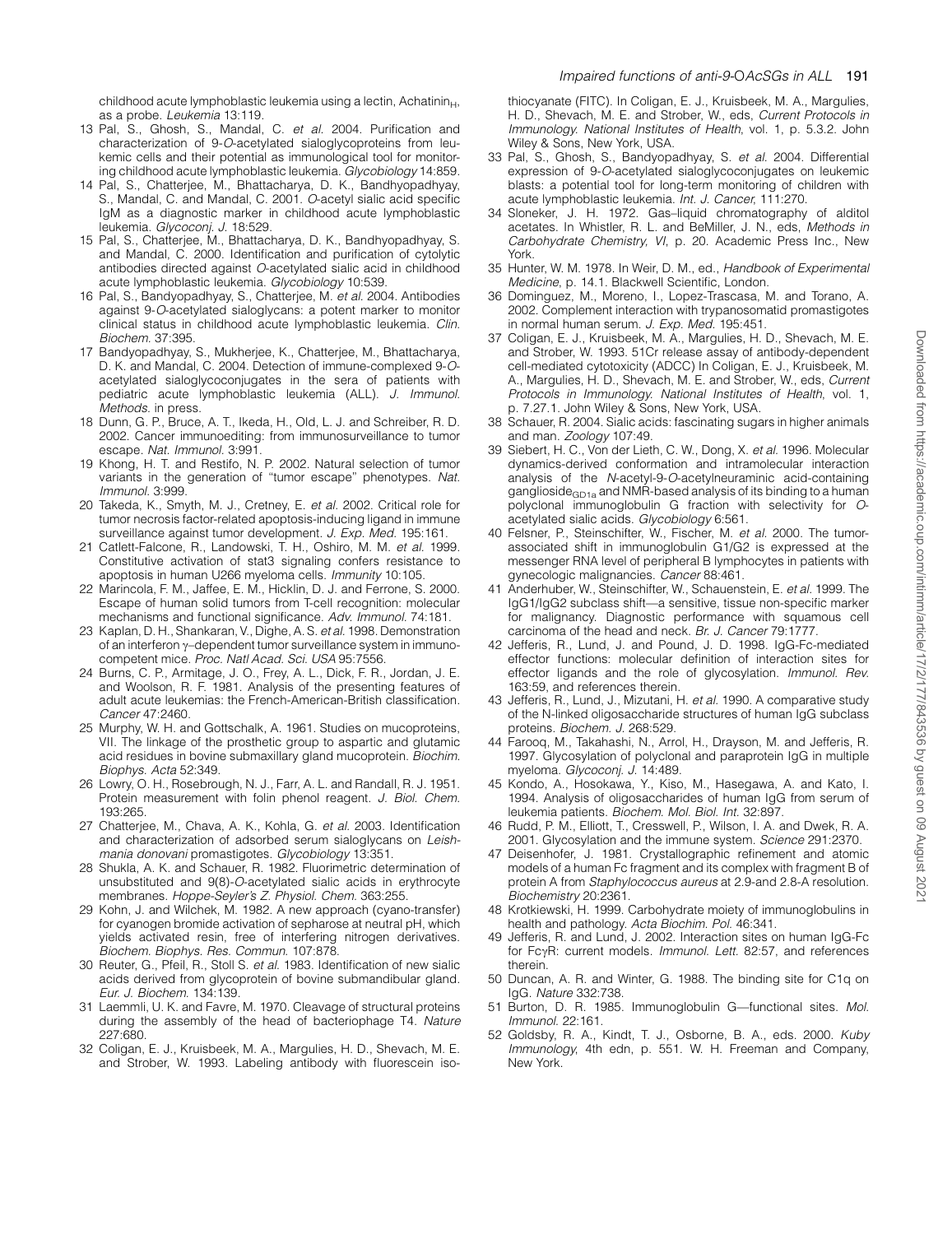childhood acute lymphoblastic leukemia using a lectin, Achatinin$_H$, as a probe. *Leukemia* 13:119.

13 Pal, S., Ghosh, S., Mandal, C. *et al.* 2004. Purification and characterization of 9-*O*-acetylated sialoglycoproteins from leukemic cells and their potential as immunological tool for monitoring childhood acute lymphoblastic leukemia. *Glycobiology* 14:859.

14 Pal, S., Chatterjee, M., Bhattacharya, D. K., Bandhyopadhyay, S., Mandal, C. and Mandal, C. 2001. *O*-acetyl sialic acid specific IgM as a diagnostic marker in childhood acute lymphoblastic leukemia. *Glycoconj. J.* 18:529.

15 Pal, S., Chatterjee, M., Bhattacharya, D. K., Bandhyopadhyay, S. and Mandal, C. 2000. Identification and purification of cytolytic antibodies directed against *O*-acetylated sialic acid in childhood acute lymphoblastic leukemia. *Glycobiology* 10:539.

16 Pal, S., Bandyopadhyay, S., Chatterjee, M. *et al.* 2004. Antibodies against 9-*O*-acetylated sialoglycans: a potent marker to monitor clinical status in childhood acute lymphoblastic leukemia. *Clin. Biochem.* 37:395.

17 Bandyopadhyay, S., Mukherjee, K., Chatterjee, M., Bhattacharya, D. K. and Mandal, C. 2004. Detection of immune-complexed 9-*O*-acetylated sialoglycoconjugates in the sera of patients with pediatric acute lymphoblastic leukemia (ALL). *J. Immunol. Methods.* in press.

18 Dunn, G. P., Bruce, A. T., Ikeda, H., Old, L. J. and Schreiber, R. D. 2002. Cancer immunoediting: from immunosurveillance to tumor escape. *Nat. Immunol.* 3:991.

19 Khong, H. T. and Restifo, N. P. 2002. Natural selection of tumor variants in the generation of "tumor escape" phenotypes. *Nat. Immunol.* 3:999.

20 Takeda, K., Smyth, M. J., Cretney, E. *et al.* 2002. Critical role for tumor necrosis factor-related apoptosis-inducing ligand in immune surveillance against tumor development. *J. Exp. Med.* 195:161.

21 Catlett-Falcone, R., Landowski, T. H., Oshiro, M. M. *et al.* 1999. Constitutive activation of stat3 signaling confers resistance to apoptosis in human U266 myeloma cells. *Immunity* 10:105.

22 Marincola, F. M., Jaffee, E. M., Hicklin, D. J. and Ferrone, S. 2000. Escape of human solid tumors from T-cell recognition: molecular mechanisms and functional significance. *Adv. Immunol.* 74:181.

23 Kaplan, D. H., Shankaran, V., Dighe, A. S. *et al.* 1998. Demonstration of an interferon γ–dependent tumor surveillance system in immunocompetent mice. *Proc. Natl Acad. Sci. USA* 95:7556.

24 Burns, C. P., Armitage, J. O., Frey, A. L., Dick, F. R., Jordan, J. E. and Woolson, R. F. 1981. Analysis of the presenting features of adult acute leukemias: the French-American-British classification. *Cancer* 47:2460.

25 Murphy, W. H. and Gottschalk, A. 1961. Studies on mucoproteins, VII. The linkage of the prosthetic group to aspartic and glutamic acid residues in bovine submaxillary gland mucoprotein. *Biochim. Biophys. Acta* 52:349.

26 Lowry, O. H., Rosebrough, N. J., Farr, A. L. and Randall, R. J. 1951. Protein measurement with folin phenol reagent. *J. Biol. Chem.* 193:265.

27 Chatterjee, M., Chava, A. K., Kohla, G. *et al.* 2003. Identification and characterization of adsorbed serum sialoglycans on *Leishmania donovani* promastigotes. *Glycobiology* 13:351.

28 Shukla, A. K. and Schauer, R. 1982. Fluorimetric determination of unsubstituted and 9(8)-*O*-acetylated sialic acids in erythrocyte membranes. *Hoppe-Seyler's Z. Physiol. Chem.* 363:255.

29 Kohn, J. and Wilchek, M. 1982. A new approach (cyano-transfer) for cyanogen bromide activation of sepharose at neutral pH, which yields activated resin, free of interfering nitrogen derivatives. *Biochem. Biophys. Res. Commun.* 107:878.

30 Reuter, G., Pfeil, R., Stoll S. *et al.* 1983. Identification of new sialic acids derived from glycoprotein of bovine submandibular gland. *Eur. J. Biochem.* 134:139.

31 Laemmli, U. K. and Favre, M. 1970. Cleavage of structural proteins during the assembly of the head of bacteriophage T4. *Nature* 227:680.

32 Coligan, E. J., Kruisbeek, M. A., Margulies, H. D., Shevach, M. E. and Strober, W. 1993. Labeling antibody with fluorescein isothiocyanate (FITC). In Coligan, E. J., Kruisbeek, M. A., Margulies, H. D., Shevach, M. E. and Strober, W., eds, *Current Protocols in Immunology. National Institutes of Health*, vol. 1, p. 5.3.2. John Wiley & Sons, New York, USA.

33 Pal, S., Ghosh, S., Bandyopadhyay, S. *et al.* 2004. Differential expression of 9-*O*-acetylated sialoglycoconjugates on leukemic blasts: a potential tool for long-term monitoring of children with acute lymphoblastic leukemia. *Int. J. Cancer,* 111:270.

34 Sloneker, J. H. 1972. Gas–liquid chromatography of alditol acetates. In Whistler, R. L. and BeMiller, J. N., eds, *Methods in Carbohydrate Chemistry, VI*, p. 20. Academic Press Inc., New York.

35 Hunter, W. M. 1978. In Weir, D. M., ed., *Handbook of Experimental Medicine*, p. 14.1. Blackwell Scientific, London.

36 Dominguez, M., Moreno, I., Lopez-Trascasa, M. and Torano, A. 2002. Complement interaction with trypanosomatid promastigotes in normal human serum. *J. Exp. Med.* 195:451.

37 Coligan, E. J., Kruisbeek, M. A., Margulies, H. D., Shevach, M. E. and Strober, W. 1993. 51Cr release assay of antibody-dependent cell-mediated cytotoxicity (ADCC) In Coligan, E. J., Kruisbeek, M. A., Margulies, H. D., Shevach, M. E. and Strober, W., eds, *Current Protocols in Immunology. National Institutes of Health*, vol. 1, p. 7.27.1. John Wiley & Sons, New York, USA.

38 Schauer, R. 2004. Sialic acids: fascinating sugars in higher animals and man. *Zoology* 107:49.

39 Siebert, H. C., Von der Lieth, C. W., Dong, X. *et al.* 1996. Molecular dynamics-derived conformation and intramolecular interaction analysis of the *N*-acetyl-9-*O*-acetylneuraminic acid-containing ganglioside$_{GD1a}$ and NMR-based analysis of its binding to a human polyclonal immunoglobulin G fraction with selectivity for *O*-acetylated sialic acids. *Glycobiology* 6:561.

40 Felsner, P., Steinschifter, W., Fischer, M. *et al.* 2000. The tumor-associated shift in immunoglobulin G1/G2 is expressed at the messenger RNA level of peripheral B lymphocytes in patients with gynecologic malignancies. *Cancer* 88:461.

41 Anderhuber, W., Steinschifter, W., Schauenstein, E. *et al.* 1999. The IgG1/IgG2 subclass shift—a sensitive, tissue non-specific marker for malignancy. Diagnostic performance with squamous cell carcinoma of the head and neck. *Br. J. Cancer* 79:1777.

42 Jefferis, R., Lund, J. and Pound, J. D. 1998. IgG-Fc-mediated effector functions: molecular definition of interaction sites for effector ligands and the role of glycosylation. *Immunol. Rev.* 163:59, and references therein.

43 Jefferis, R., Lund, J., Mizutani, H. *et al.* 1990. A comparative study of the N-linked oligosaccharide structures of human IgG subclass proteins. *Biochem. J.* 268:529.

44 Farooq, M., Takahashi, N., Arrol, H., Drayson, M. and Jefferis, R. 1997. Glycosylation of polyclonal and paraprotein IgG in multiple myeloma. *Glycoconj. J.* 14:489.

45 Kondo, A., Hosokawa, Y., Kiso, M., Hasegawa, A. and Kato, I. 1994. Analysis of oligosaccharides of human IgG from serum of leukemia patients. *Biochem. Mol. Biol. Int.* 32:897.

46 Rudd, P. M., Elliott, T., Cresswell, P., Wilson, I. A. and Dwek, R. A. 2001. Glycosylation and the immune system. *Science* 291:2370.

47 Deisenhofer, J. 1981. Crystallographic refinement and atomic models of a human Fc fragment and its complex with fragment B of protein A from *Staphylococcus aureus* at 2.9-and 2.8-A resolution. *Biochemistry* 20:2361.

48 Krotkiewski, H. 1999. Carbohydrate moiety of immunoglobulins in health and pathology. *Acta Biochim. Pol.* 46:341.

49 Jefferis, R. and Lund, J. 2002. Interaction sites on human IgG-Fc for FcγR: current models. *Immunol. Lett.* 82:57, and references therein.

50 Duncan, A. R. and Winter, G. 1988. The binding site for C1q on IgG. *Nature* 332:738.

51 Burton, D. R. 1985. Immunoglobulin G—functional sites. *Mol. Immunol.* 22:161.

52 Goldsby, R. A., Kindt, T. J., Osborne, B. A., eds. 2000. *Kuby Immunology*, 4th edn, p. 551. W. H. Freeman and Company, New York.